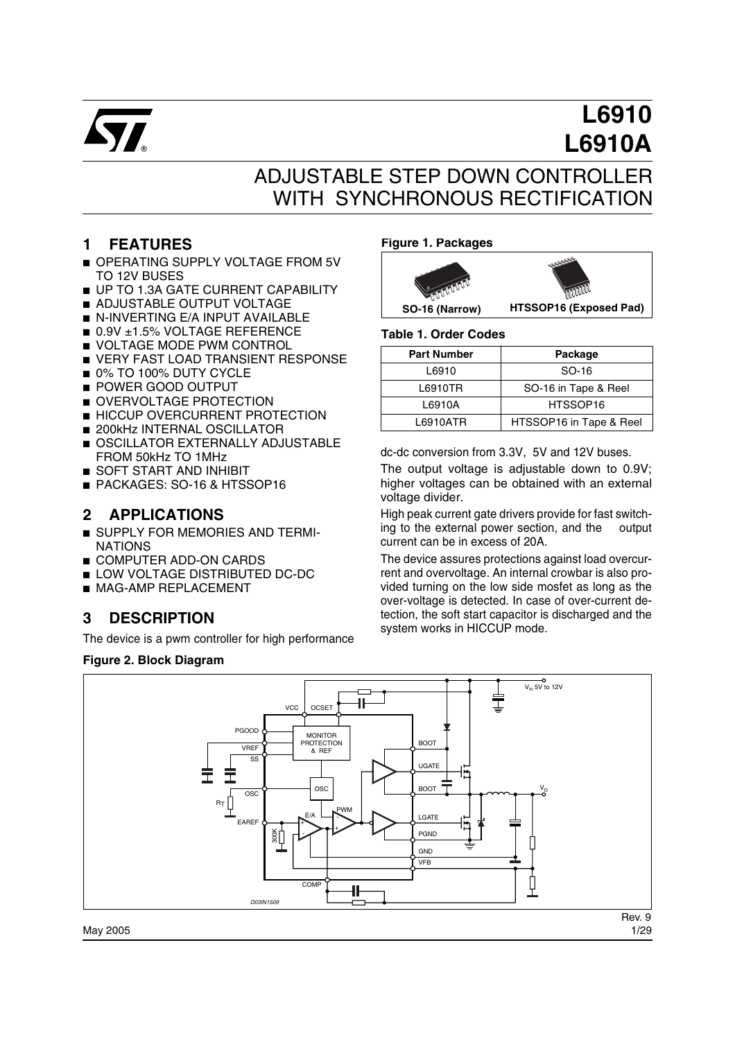# L6910
# L6910A

## ADJUSTABLE STEP DOWN CONTROLLER WITH SYNCHRONOUS RECTIFICATION

## 1 FEATURES

- OPERATING SUPPLY VOLTAGE FROM 5V TO 12V BUSES
- UP TO 1.3A GATE CURRENT CAPABILITY
- ADJUSTABLE OUTPUT VOLTAGE
- N-INVERTING E/A INPUT AVAILABLE
- 0.9V ±1.5% VOLTAGE REFERENCE
- VOLTAGE MODE PWM CONTROL
- VERY FAST LOAD TRANSIENT RESPONSE
- 0% TO 100% DUTY CYCLE
- POWER GOOD OUTPUT
- OVERVOLTAGE PROTECTION
- HICCUP OVERCURRENT PROTECTION
- 200kHz INTERNAL OSCILLATOR
- OSCILLATOR EXTERNALLY ADJUSTABLE FROM 50kHz TO 1MHz
- SOFT START AND INHIBIT
- PACKAGES: SO-16 & HTSSOP16

## 2 APPLICATIONS

- SUPPLY FOR MEMORIES AND TERMINATIONS
- COMPUTER ADD-ON CARDS
- LOW VOLTAGE DISTRIBUTED DC-DC
- MAG-AMP REPLACEMENT

## 3 DESCRIPTION

The device is a pwm controller for high performance dc-dc conversion from 3.3V, 5V and 12V buses.

The output voltage is adjustable down to 0.9V; higher voltages can be obtained with an external voltage divider.

High peak current gate drivers provide for fast switching to the external power section, and the output current can be in excess of 20A.

The device assures protections against load overcurrent and overvoltage. An internal crowbar is also provided turning on the low side mosfet as long as the over-voltage is detected. In case of over-current detection, the soft start capacitor is discharged and the system works in HICCUP mode.

**Figure 1. Packages**

SO-16 (Narrow) HTSSOP16 (Exposed Pad)

**Table 1. Order Codes**

| Part Number | Package |
|---|---|
| L6910 | SO-16 |
| L6910TR | SO-16 in Tape & Reel |
| L6910A | HTSSOP16 |
| L6910ATR | HTSSOP16 in Tape & Reel |

**Figure 2. Block Diagram**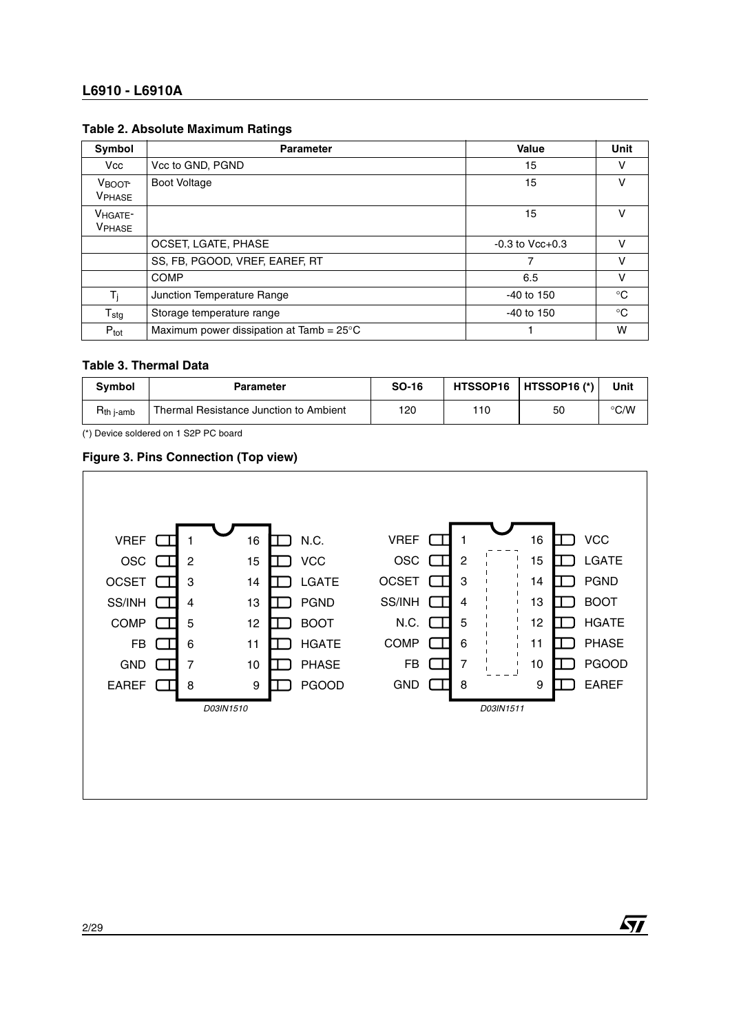### Table 2. Absolute Maximum Ratings

| Symbol | Parameter | Value | Unit |
|---|---|---|---|
| Vcc | Vcc to GND, PGND | 15 | V |
| $V_{BOOT}$-$V_{PHASE}$ | Boot Voltage | 15 | V |
| $V_{HGATE}$-$V_{PHASE}$ | | 15 | V |
| | OCSET, LGATE, PHASE | -0.3 to Vcc+0.3 | V |
| | SS, FB, PGOOD, VREF, EAREF, RT | 7 | V |
| | COMP | 6.5 | V |
| $T_j$ | Junction Temperature Range | -40 to 150 | °C |
| $T_{stg}$ | Storage temperature range | -40 to 150 | °C |
| $P_{tot}$ | Maximum power dissipation at Tamb = 25°C | 1 | W |

### Table 3. Thermal Data

| Symbol | Parameter | SO-16 | HTSSOP16 | HTSSOP16 (*) | Unit |
|---|---|---|---|---|---|
| $R_{th\ j\text{-}amb}$ | Thermal Resistance Junction to Ambient | 120 | 110 | 50 | °C/W |

(*) Device soldered on 1 S2P PC board

### Figure 3. Pins Connection (Top view)

| Pin | SO-16 (D03IN1510) | HTSSOP16 (D03IN1511) |
|---|---|---|
| 1 | VREF | VREF |
| 2 | OSC | OSC |
| 3 | OCSET | OCSET |
| 4 | SS/INH | SS/INH |
| 5 | COMP | N.C. |
| 6 | FB | COMP |
| 7 | GND | FB |
| 8 | EAREF | GND |
| 9 | PGOOD | EAREF |
| 10 | PHASE | PGOOD |
| 11 | HGATE | PHASE |
| 12 | BOOT | HGATE |
| 13 | PGND | BOOT |
| 14 | LGATE | PGND |
| 15 | VCC | LGATE |
| 16 | N.C. | VCC |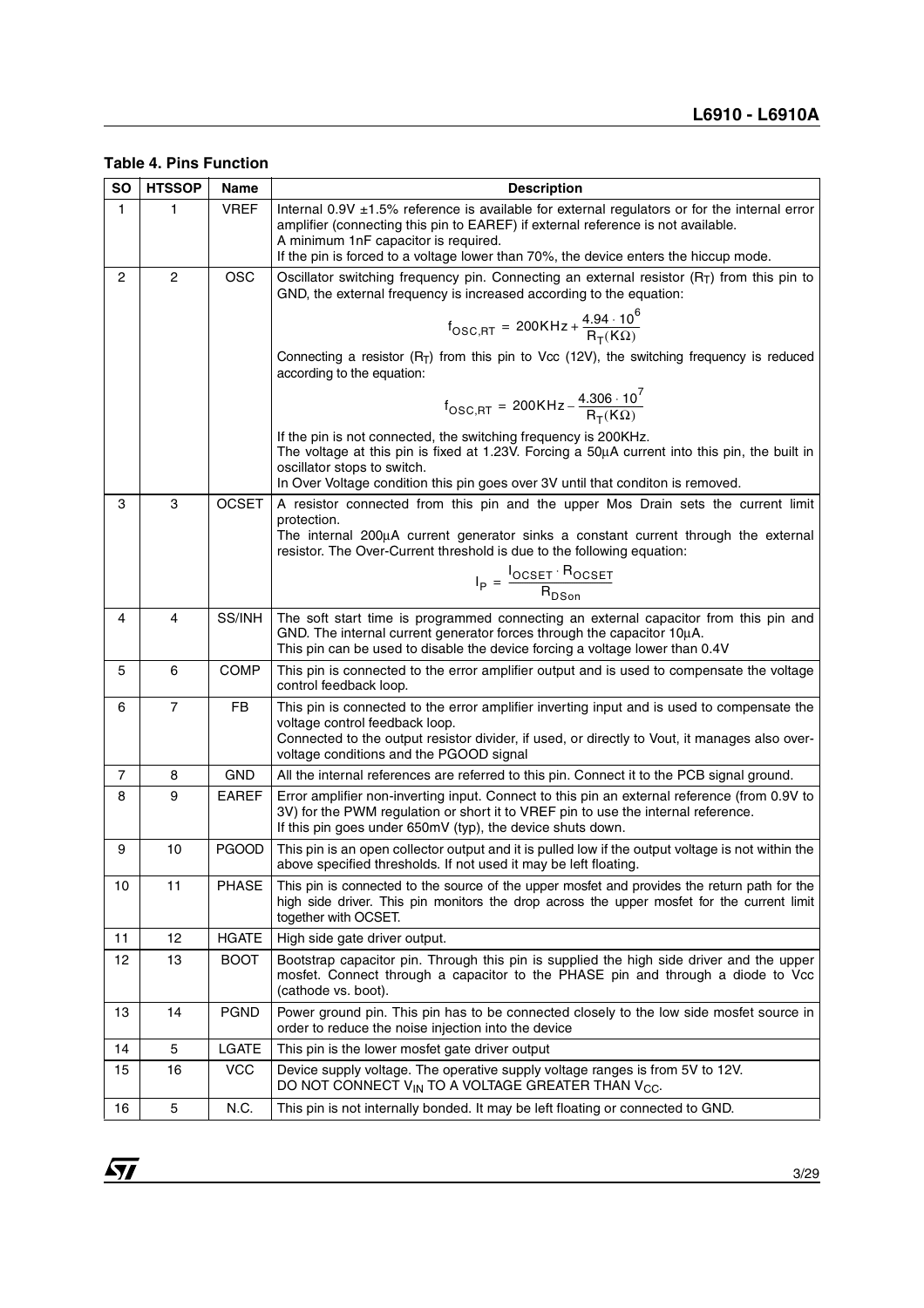**Table 4. Pins Function**

| SO | HTSSOP | Name | Description |
|---|---|---|---|
| 1 | 1 | VREF | Internal 0.9V ±1.5% reference is available for external regulators or for the internal error amplifier (connecting this pin to EAREF) if external reference is not available.<br>A minimum 1nF capacitor is required.<br>If the pin is forced to a voltage lower than 70%, the device enters the hiccup mode. |
| 2 | 2 | OSC | Oscillator switching frequency pin. Connecting an external resistor ($R_T$) from this pin to GND, the external frequency is increased according to the equation:<br>$$f_{OSC,RT} = 200KHz + \frac{4.94 \cdot 10^6}{R_T(K\Omega)}$$<br>Connecting a resistor ($R_T$) from this pin to Vcc (12V), the switching frequency is reduced according to the equation:<br>$$f_{OSC,RT} = 200KHz - \frac{4.306 \cdot 10^7}{R_T(K\Omega)}$$<br>If the pin is not connected, the switching frequency is 200KHz.<br>The voltage at this pin is fixed at 1.23V. Forcing a 50µA current into this pin, the built in oscillator stops to switch.<br>In Over Voltage condition this pin goes over 3V until that conditon is removed. |
| 3 | 3 | OCSET | A resistor connected from this pin and the upper Mos Drain sets the current limit protection.<br>The internal 200µA current generator sinks a constant current through the external resistor. The Over-Current threshold is due to the following equation:<br>$$I_P = \frac{I_{OCSET} \cdot R_{OCSET}}{R_{DSon}}$$ |
| 4 | 4 | SS/INH | The soft start time is programmed connecting an external capacitor from this pin and GND. The internal current generator forces through the capacitor 10µA.<br>This pin can be used to disable the device forcing a voltage lower than 0.4V |
| 5 | 6 | COMP | This pin is connected to the error amplifier output and is used to compensate the voltage control feedback loop. |
| 6 | 7 | FB | This pin is connected to the error amplifier inverting input and is used to compensate the voltage control feedback loop.<br>Connected to the output resistor divider, if used, or directly to Vout, it manages also over-voltage conditions and the PGOOD signal |
| 7 | 8 | GND | All the internal references are referred to this pin. Connect it to the PCB signal ground. |
| 8 | 9 | EAREF | Error amplifier non-inverting input. Connect to this pin an external reference (from 0.9V to 3V) for the PWM regulation or short it to VREF pin to use the internal reference.<br>If this pin goes under 650mV (typ), the device shuts down. |
| 9 | 10 | PGOOD | This pin is an open collector output and it is pulled low if the output voltage is not within the above specified thresholds. If not used it may be left floating. |
| 10 | 11 | PHASE | This pin is connected to the source of the upper mosfet and provides the return path for the high side driver. This pin monitors the drop across the upper mosfet for the current limit together with OCSET. |
| 11 | 12 | HGATE | High side gate driver output. |
| 12 | 13 | BOOT | Bootstrap capacitor pin. Through this pin is supplied the high side driver and the upper mosfet. Connect through a capacitor to the PHASE pin and through a diode to Vcc (cathode vs. boot). |
| 13 | 14 | PGND | Power ground pin. This pin has to be connected closely to the low side mosfet source in order to reduce the noise injection into the device |
| 14 | 5 | LGATE | This pin is the lower mosfet gate driver output |
| 15 | 16 | VCC | Device supply voltage. The operative supply voltage ranges is from 5V to 12V.<br>DO NOT CONNECT $V_{IN}$ TO A VOLTAGE GREATER THAN $V_{CC}$. |
| 16 | 5 | N.C. | This pin is not internally bonded. It may be left floating or connected to GND. |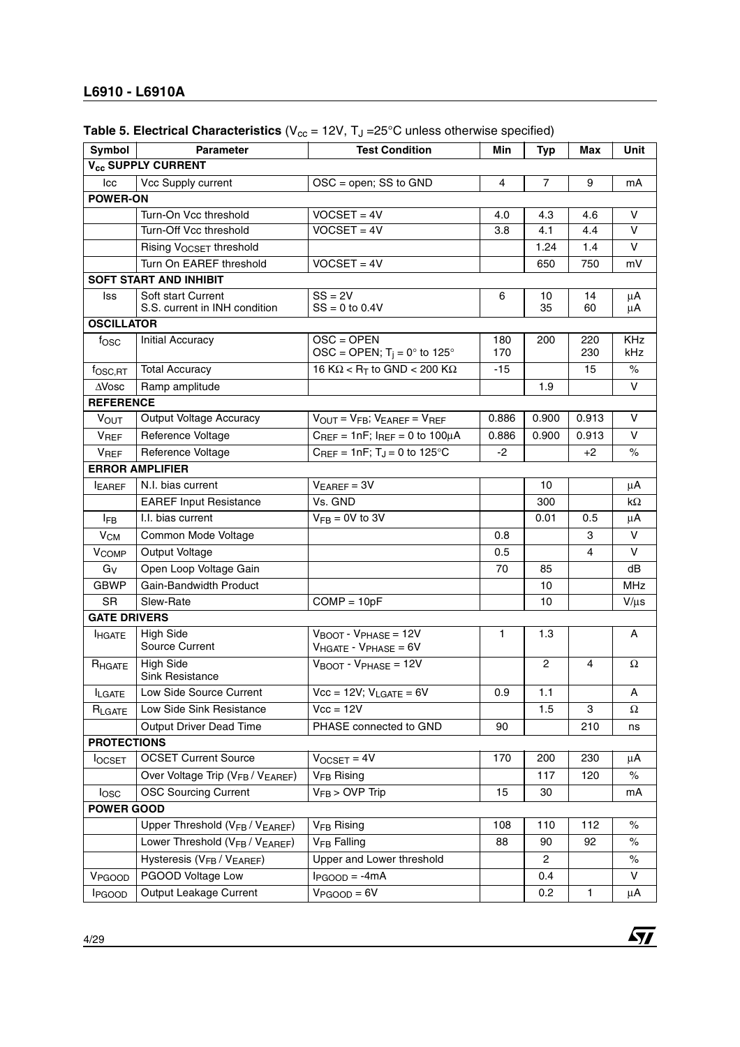**Table 5. Electrical Characteristics** ($V_{cc}$ = 12V, $T_J$ =25°C unless otherwise specified)

| Symbol | Parameter | Test Condition | Min | Typ | Max | Unit |
|---|---|---|---|---|---|---|
| **$V_{cc}$ SUPPLY CURRENT** | | | | | | |
| Icc | Vcc Supply current | OSC = open; SS to GND | 4 | 7 | 9 | mA |
| **POWER-ON** | | | | | | |
| | Turn-On Vcc threshold | VOCSET = 4V | 4.0 | 4.3 | 4.6 | V |
| | Turn-Off Vcc threshold | VOCSET = 4V | 3.8 | 4.1 | 4.4 | V |
| | Rising $V_{OCSET}$ threshold | | | 1.24 | 1.4 | V |
| | Turn On EAREF threshold | VOCSET = 4V | | 650 | 750 | mV |
| **SOFT START AND INHIBIT** | | | | | | |
| Iss | Soft start Current<br>S.S. current in INH condition | SS = 2V<br>SS = 0 to 0.4V | 6 | 10<br>35 | 14<br>60 | µA<br>µA |
| **OSCILLATOR** | | | | | | |
| $f_{OSC}$ | Initial Accuracy | OSC = OPEN<br>OSC = OPEN; $T_j$ = 0° to 125° | 180<br>170 | 200 | 220<br>230 | KHz<br>kHz |
| $f_{OSC,RT}$ | Total Accuracy | 16 KΩ < $R_T$ to GND < 200 KΩ | -15 | | 15 | % |
| ΔVosc | Ramp amplitude | | | 1.9 | | V |
| **REFERENCE** | | | | | | |
| $V_{OUT}$ | Output Voltage Accuracy | $V_{OUT} = V_{FB}$; $V_{EAREF} = V_{REF}$ | 0.886 | 0.900 | 0.913 | V |
| $V_{REF}$ | Reference Voltage | $C_{REF}$ = 1nF; $I_{REF}$ = 0 to 100µA | 0.886 | 0.900 | 0.913 | V |
| $V_{REF}$ | Reference Voltage | $C_{REF}$ = 1nF; $T_J$ = 0 to 125°C | -2 | | +2 | % |
| **ERROR AMPLIFIER** | | | | | | |
| $I_{EAREF}$ | N.I. bias current | $V_{EAREF}$ = 3V | | 10 | | µA |
| | EAREF Input Resistance | Vs. GND | | 300 | | kΩ |
| $I_{FB}$ | I.I. bias current | $V_{FB}$ = 0V to 3V | | 0.01 | 0.5 | µA |
| $V_{CM}$ | Common Mode Voltage | | 0.8 | | 3 | V |
| $V_{COMP}$ | Output Voltage | | 0.5 | | 4 | V |
| $G_V$ | Open Loop Voltage Gain | | 70 | 85 | | dB |
| GBWP | Gain-Bandwidth Product | | | 10 | | MHz |
| SR | Slew-Rate | COMP = 10pF | | 10 | | V/µs |
| **GATE DRIVERS** | | | | | | |
| $I_{HGATE}$ | High Side<br>Source Current | $V_{BOOT}$ - $V_{PHASE}$ = 12V<br>$V_{HGATE}$ - $V_{PHASE}$ = 6V | 1 | 1.3 | | A |
| $R_{HGATE}$ | High Side<br>Sink Resistance | $V_{BOOT}$ - $V_{PHASE}$ = 12V | | 2 | 4 | Ω |
| $I_{LGATE}$ | Low Side Source Current | Vcc = 12V; $V_{LGATE}$ = 6V | 0.9 | 1.1 | | A |
| $R_{LGATE}$ | Low Side Sink Resistance | Vcc = 12V | | 1.5 | 3 | Ω |
| | Output Driver Dead Time | PHASE connected to GND | 90 | | 210 | ns |
| **PROTECTIONS** | | | | | | |
| $I_{OCSET}$ | OCSET Current Source | $V_{OCSET}$ = 4V | 170 | 200 | 230 | µA |
| | Over Voltage Trip ($V_{FB}$ / $V_{EAREF}$) | $V_{FB}$ Rising | | 117 | 120 | % |
| $I_{OSC}$ | OSC Sourcing Current | $V_{FB}$ > OVP Trip | 15 | 30 | | mA |
| **POWER GOOD** | | | | | | |
| | Upper Threshold ($V_{FB}$ / $V_{EAREF}$) | $V_{FB}$ Rising | 108 | 110 | 112 | % |
| | Lower Threshold ($V_{FB}$ / $V_{EAREF}$) | $V_{FB}$ Falling | 88 | 90 | 92 | % |
| | Hysteresis ($V_{FB}$ / $V_{EAREF}$) | Upper and Lower threshold | | 2 | | % |
| $V_{PGOOD}$ | PGOOD Voltage Low | $I_{PGOOD}$ = -4mA | | 0.4 | | V |
| $I_{PGOOD}$ | Output Leakage Current | $V_{PGOOD}$ = 6V | | 0.2 | 1 | µA |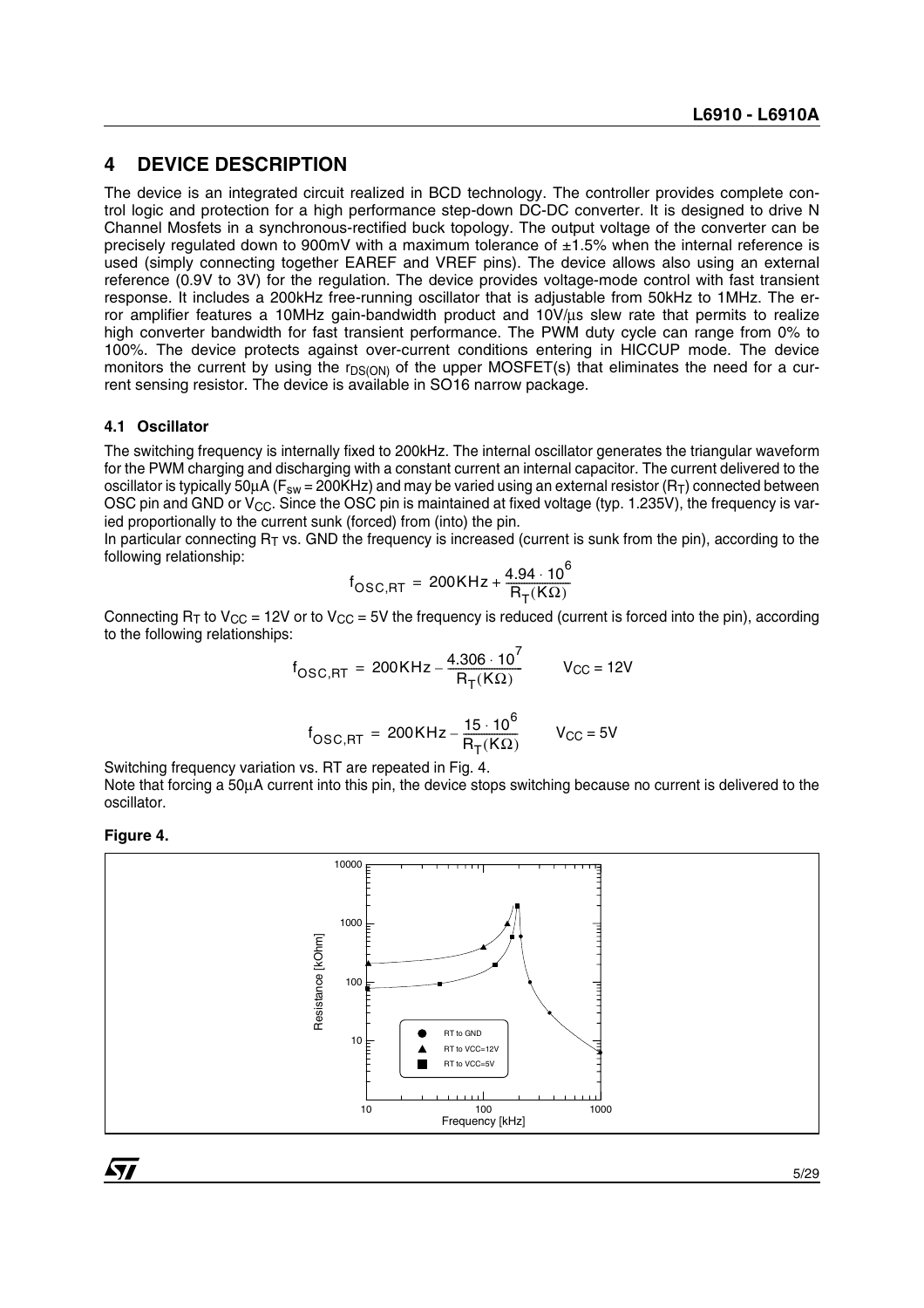## 4 DEVICE DESCRIPTION

The device is an integrated circuit realized in BCD technology. The controller provides complete control logic and protection for a high performance step-down DC-DC converter. It is designed to drive N Channel Mosfets in a synchronous-rectified buck topology. The output voltage of the converter can be precisely regulated down to 900mV with a maximum tolerance of ±1.5% when the internal reference is used (simply connecting together EAREF and VREF pins). The device allows also using an external reference (0.9V to 3V) for the regulation. The device provides voltage-mode control with fast transient response. It includes a 200kHz free-running oscillator that is adjustable from 50kHz to 1MHz. The error amplifier features a 10MHz gain-bandwidth product and 10V/µs slew rate that permits to realize high converter bandwidth for fast transient performance. The PWM duty cycle can range from 0% to 100%. The device protects against over-current conditions entering in HICCUP mode. The device monitors the current by using the $r_{DS(ON)}$ of the upper MOSFET(s) that eliminates the need for a current sensing resistor. The device is available in SO16 narrow package.

### 4.1 Oscillator

The switching frequency is internally fixed to 200kHz. The internal oscillator generates the triangular waveform for the PWM charging and discharging with a constant current an internal capacitor. The current delivered to the oscillator is typically 50µA ($F_{sw}$ = 200KHz) and may be varied using an external resistor ($R_T$) connected between OSC pin and GND or $V_{CC}$. Since the OSC pin is maintained at fixed voltage (typ. 1.235V), the frequency is varied proportionally to the current sunk (forced) from (into) the pin.

In particular connecting $R_T$ vs. GND the frequency is increased (current is sunk from the pin), according to the following relationship:

$$f_{OSC,RT} = 200\text{KHz} + \frac{4.94 \cdot 10^6}{R_T(K\Omega)}$$

Connecting $R_T$ to $V_{CC}$ = 12V or to $V_{CC}$ = 5V the frequency is reduced (current is forced into the pin), according to the following relationships:

$$f_{OSC,RT} = 200\text{KHz} - \frac{4.306 \cdot 10^7}{R_T(K\Omega)} \qquad V_{CC} = 12V$$

$$f_{OSC,RT} = 200\text{KHz} - \frac{15 \cdot 10^6}{R_T(K\Omega)} \qquad V_{CC} = 5V$$

Switching frequency variation vs. RT are repeated in Fig. 4.

Note that forcing a 50µA current into this pin, the device stops switching because no current is delivered to the oscillator.

**Figure 4.**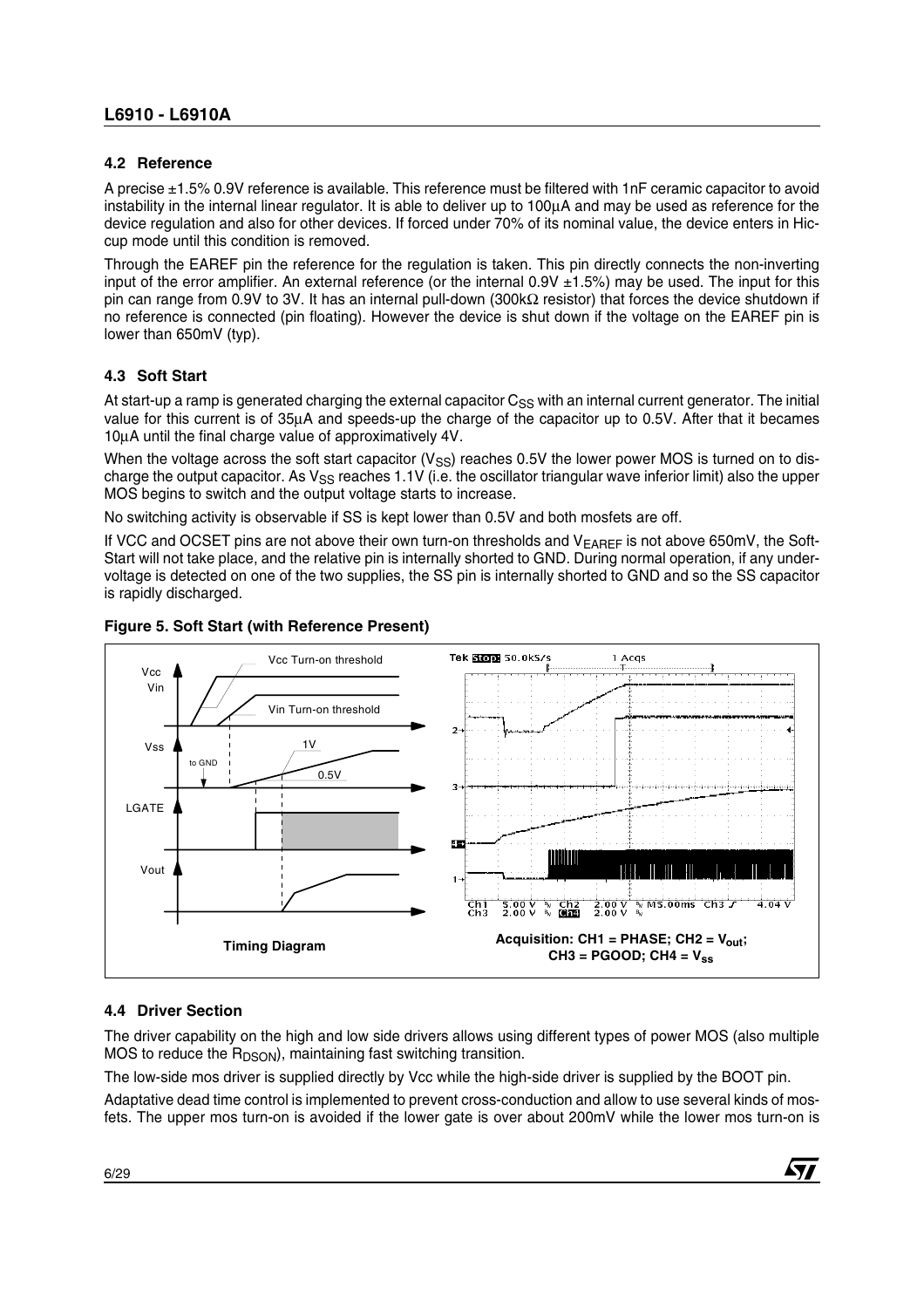### 4.2 Reference

A precise ±1.5% 0.9V reference is available. This reference must be filtered with 1nF ceramic capacitor to avoid instability in the internal linear regulator. It is able to deliver up to 100µA and may be used as reference for the device regulation and also for other devices. If forced under 70% of its nominal value, the device enters in Hiccup mode until this condition is removed.

Through the EAREF pin the reference for the regulation is taken. This pin directly connects the non-inverting input of the error amplifier. An external reference (or the internal 0.9V ±1.5%) may be used. The input for this pin can range from 0.9V to 3V. It has an internal pull-down (300kΩ resistor) that forces the device shutdown if no reference is connected (pin floating). However the device is shut down if the voltage on the EAREF pin is lower than 650mV (typ).

### 4.3 Soft Start

At start-up a ramp is generated charging the external capacitor $C_{SS}$ with an internal current generator. The initial value for this current is of 35µA and speeds-up the charge of the capacitor up to 0.5V. After that it becames 10µA until the final charge value of approximatively 4V.

When the voltage across the soft start capacitor ($V_{SS}$) reaches 0.5V the lower power MOS is turned on to discharge the output capacitor. As $V_{SS}$ reaches 1.1V (i.e. the oscillator triangular wave inferior limit) also the upper MOS begins to switch and the output voltage starts to increase.

No switching activity is observable if SS is kept lower than 0.5V and both mosfets are off.

If VCC and OCSET pins are not above their own turn-on thresholds and $V_{EAREF}$ is not above 650mV, the Soft-Start will not take place, and the relative pin is internally shorted to GND. During normal operation, if any undervoltage is detected on one of the two supplies, the SS pin is internally shorted to GND and so the SS capacitor is rapidly discharged.

**Figure 5. Soft Start (with Reference Present)**

Timing Diagram

Acquisition: CH1 = PHASE; CH2 = $V_{out}$; CH3 = PGOOD; CH4 = $V_{ss}$

### 4.4 Driver Section

The driver capability on the high and low side drivers allows using different types of power MOS (also multiple MOS to reduce the $R_{DSON}$), maintaining fast switching transition.

The low-side mos driver is supplied directly by Vcc while the high-side driver is supplied by the BOOT pin.

Adaptative dead time control is implemented to prevent cross-conduction and allow to use several kinds of mosfets. The upper mos turn-on is avoided if the lower gate is over about 200mV while the lower mos turn-on is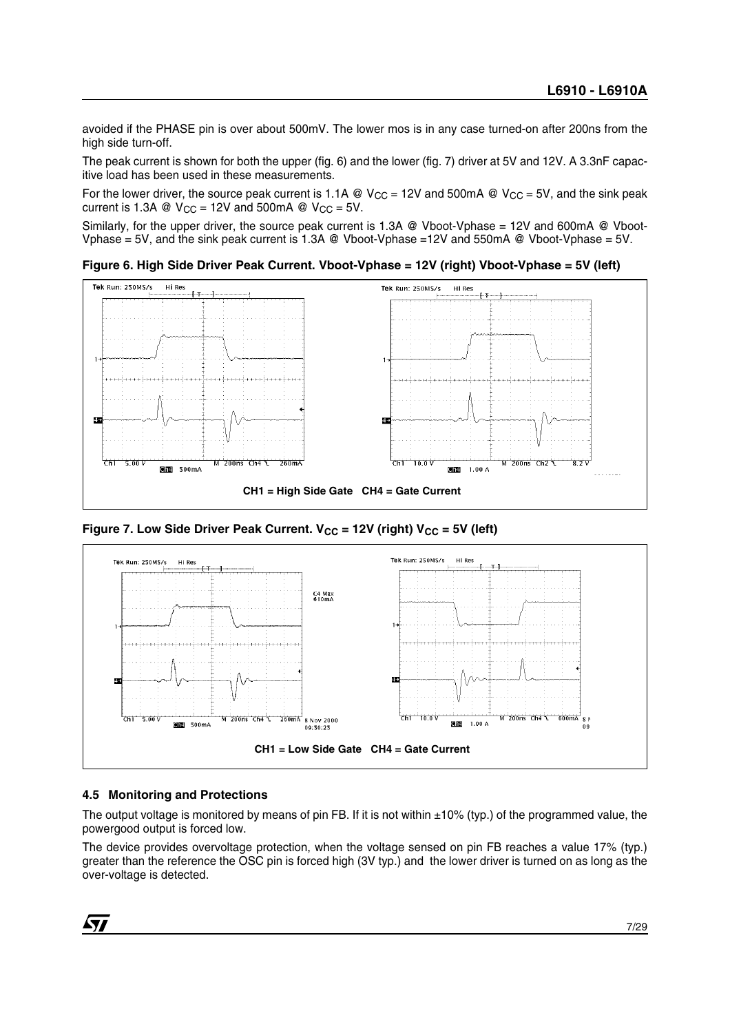avoided if the PHASE pin is over about 500mV. The lower mos is in any case turned-on after 200ns from the high side turn-off.

The peak current is shown for both the upper (fig. 6) and the lower (fig. 7) driver at 5V and 12V. A 3.3nF capacitive load has been used in these measurements.

For the lower driver, the source peak current is 1.1A @ $V_{CC}$ = 12V and 500mA @ $V_{CC}$ = 5V, and the sink peak current is 1.3A @ $V_{CC}$ = 12V and 500mA @ $V_{CC}$ = 5V.

Similarly, for the upper driver, the source peak current is 1.3A @ Vboot-Vphase = 12V and 600mA @ Vboot-Vphase = 5V, and the sink peak current is 1.3A @ Vboot-Vphase =12V and 550mA @ Vboot-Vphase = 5V.

**Figure 6. High Side Driver Peak Current. Vboot-Vphase = 12V (right) Vboot-Vphase = 5V (left)**

CH1 = High Side Gate CH4 = Gate Current

**Figure 7. Low Side Driver Peak Current. $V_{CC}$ = 12V (right) $V_{CC}$ = 5V (left)**

CH1 = Low Side Gate CH4 = Gate Current

### 4.5 Monitoring and Protections

The output voltage is monitored by means of pin FB. If it is not within ±10% (typ.) of the programmed value, the powergood output is forced low.

The device provides overvoltage protection, when the voltage sensed on pin FB reaches a value 17% (typ.) greater than the reference the OSC pin is forced high (3V typ.) and the lower driver is turned on as long as the over-voltage is detected.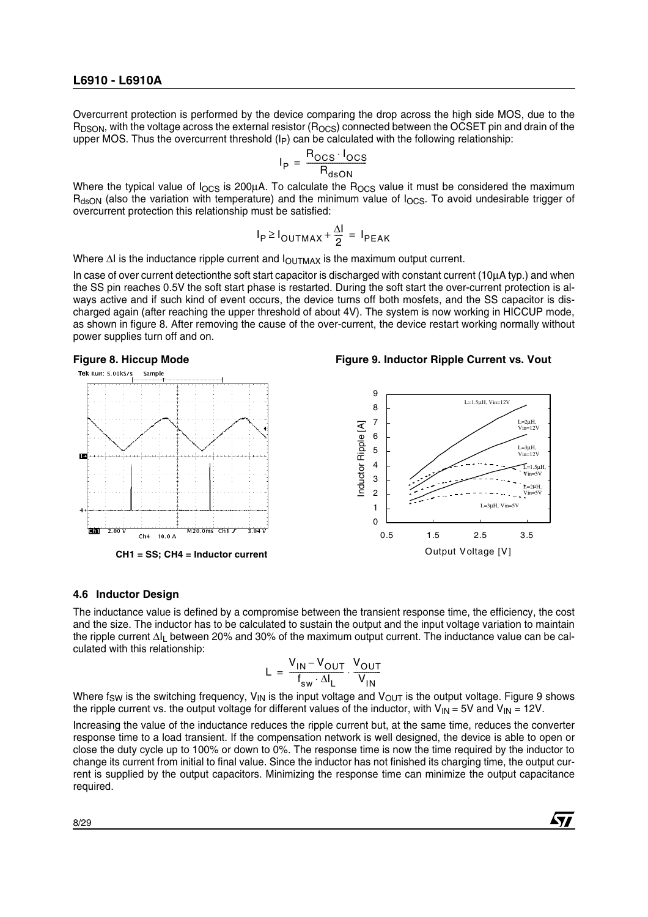Overcurrent protection is performed by the device comparing the drop across the high side MOS, due to the $R_{DSON}$, with the voltage across the external resistor ($R_{OCS}$) connected between the OCSET pin and drain of the upper MOS. Thus the overcurrent threshold ($I_P$) can be calculated with the following relationship:

$$I_P = \frac{R_{OCS} \cdot I_{OCS}}{R_{dsON}}$$

Where the typical value of $I_{OCS}$ is 200μA. To calculate the $R_{OCS}$ value it must be considered the maximum $R_{dsON}$ (also the variation with temperature) and the minimum value of $I_{OCS}$. To avoid undesirable trigger of overcurrent protection this relationship must be satisfied:

$$I_P \geq I_{OUTMAX} + \frac{\Delta I}{2} = I_{PEAK}$$

Where $\Delta I$ is the inductance ripple current and $I_{OUTMAX}$ is the maximum output current.

In case of over current detectionthe soft start capacitor is discharged with constant current (10μA typ.) and when the SS pin reaches 0.5V the soft start phase is restarted. During the soft start the over-current protection is always active and if such kind of event occurs, the device turns off both mosfets, and the SS capacitor is discharged again (after reaching the upper threshold of about 4V). The system is now working in HICCUP mode, as shown in figure 8. After removing the cause of the over-current, the device restart working normally without power supplies turn off and on.

**Figure 8. Hiccup Mode**

CH1 = SS; CH4 = Inductor current

**Figure 9. Inductor Ripple Current vs. Vout**

### 4.6 Inductor Design

The inductance value is defined by a compromise between the transient response time, the efficiency, the cost and the size. The inductor has to be calculated to sustain the output and the input voltage variation to maintain the ripple current $\Delta I_L$ between 20% and 30% of the maximum output current. The inductance value can be calculated with this relationship:

$$L = \frac{V_{IN} - V_{OUT}}{f_{sw} \cdot \Delta I_L} \cdot \frac{V_{OUT}}{V_{IN}}$$

Where $f_{SW}$ is the switching frequency, $V_{IN}$ is the input voltage and $V_{OUT}$ is the output voltage. Figure 9 shows the ripple current vs. the output voltage for different values of the inductor, with $V_{IN}$ = 5V and $V_{IN}$ = 12V.

Increasing the value of the inductance reduces the ripple current but, at the same time, reduces the converter response time to a load transient. If the compensation network is well designed, the device is able to open or close the duty cycle up to 100% or down to 0%. The response time is now the time required by the inductor to change its current from initial to final value. Since the inductor has not finished its charging time, the output current is supplied by the output capacitors. Minimizing the response time can minimize the output capacitance required.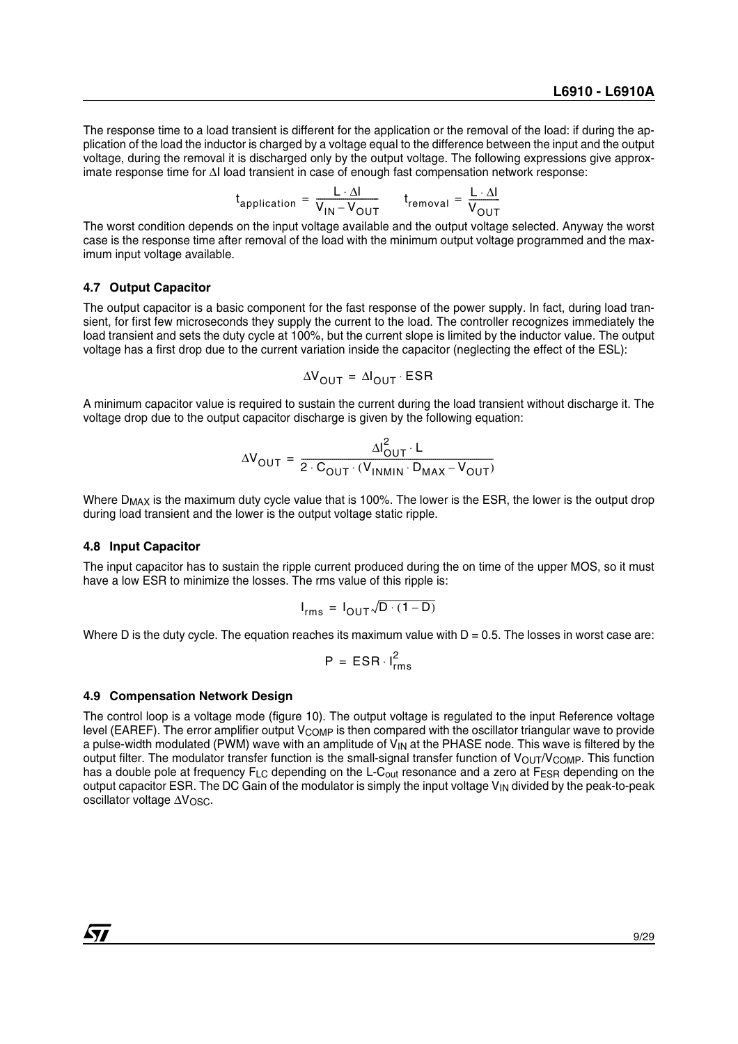The response time to a load transient is different for the application or the removal of the load: if during the application of the load the inductor is charged by a voltage equal to the difference between the input and the output voltage, during the removal it is discharged only by the output voltage. The following expressions give approximate response time for $\Delta I$ load transient in case of enough fast compensation network response:

$$t_{application} = \frac{L \cdot \Delta I}{V_{IN} - V_{OUT}} \qquad t_{removal} = \frac{L \cdot \Delta I}{V_{OUT}}$$

The worst condition depends on the input voltage available and the output voltage selected. Anyway the worst case is the response time after removal of the load with the minimum output voltage programmed and the maximum input voltage available.

### 4.7 Output Capacitor

The output capacitor is a basic component for the fast response of the power supply. In fact, during load transient, for first few microseconds they supply the current to the load. The controller recognizes immediately the load transient and sets the duty cycle at 100%, but the current slope is limited by the inductor value. The output voltage has a first drop due to the current variation inside the capacitor (neglecting the effect of the ESL):

$$\Delta V_{OUT} = \Delta I_{OUT} \cdot ESR$$

A minimum capacitor value is required to sustain the current during the load transient without discharge it. The voltage drop due to the output capacitor discharge is given by the following equation:

$$\Delta V_{OUT} = \frac{\Delta I_{OUT}^2 \cdot L}{2 \cdot C_{OUT} \cdot (V_{INMIN} \cdot D_{MAX} - V_{OUT})}$$

Where $D_{MAX}$ is the maximum duty cycle value that is 100%. The lower is the ESR, the lower is the output drop during load transient and the lower is the output voltage static ripple.

### 4.8 Input Capacitor

The input capacitor has to sustain the ripple current produced during the on time of the upper MOS, so it must have a low ESR to minimize the losses. The rms value of this ripple is:

$$I_{rms} = I_{OUT}\sqrt{D \cdot (1 - D)}$$

Where D is the duty cycle. The equation reaches its maximum value with D = 0.5. The losses in worst case are:

$$P = ESR \cdot I_{rms}^2$$

### 4.9 Compensation Network Design

The control loop is a voltage mode (figure 10). The output voltage is regulated to the input Reference voltage level (EAREF). The error amplifier output $V_{COMP}$ is then compared with the oscillator triangular wave to provide a pulse-width modulated (PWM) wave with an amplitude of $V_{IN}$ at the PHASE node. This wave is filtered by the output filter. The modulator transfer function is the small-signal transfer function of $V_{OUT}/V_{COMP}$. This function has a double pole at frequency $F_{LC}$ depending on the L-$C_{out}$ resonance and a zero at $F_{ESR}$ depending on the output capacitor ESR. The DC Gain of the modulator is simply the input voltage $V_{IN}$ divided by the peak-to-peak oscillator voltage $\Delta V_{OSC}$.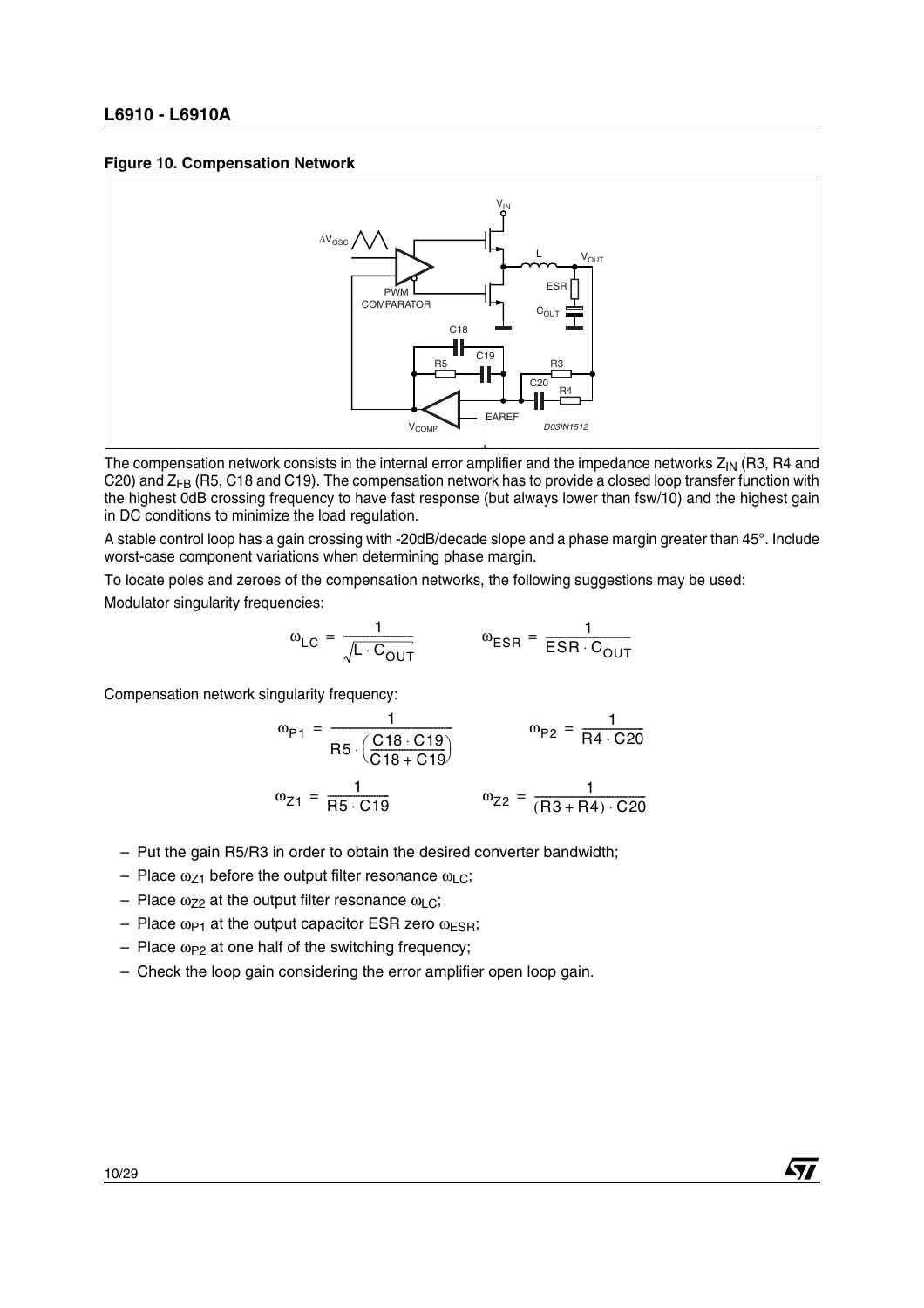**Figure 10. Compensation Network**

The compensation network consists in the internal error amplifier and the impedance networks $Z_{IN}$ (R3, R4 and C20) and $Z_{FB}$ (R5, C18 and C19). The compensation network has to provide a closed loop transfer function with the highest 0dB crossing frequency to have fast response (but always lower than fsw/10) and the highest gain in DC conditions to minimize the load regulation.

A stable control loop has a gain crossing with -20dB/decade slope and a phase margin greater than 45°. Include worst-case component variations when determining phase margin.

To locate poles and zeroes of the compensation networks, the following suggestions may be used:

Modulator singularity frequencies:

$$\omega_{LC} = \frac{1}{\sqrt{L \cdot C_{OUT}}} \qquad \omega_{ESR} = \frac{1}{ESR \cdot C_{OUT}}$$

Compensation network singularity frequency:

$$\omega_{P1} = \frac{1}{R5 \cdot \left(\frac{C18 \cdot C19}{C18 + C19}\right)} \qquad \omega_{P2} = \frac{1}{R4 \cdot C20}$$

$$\omega_{Z1} = \frac{1}{R5 \cdot C19} \qquad \omega_{Z2} = \frac{1}{(R3 + R4) \cdot C20}$$

– Put the gain R5/R3 in order to obtain the desired converter bandwidth;

– Place $\omega_{Z1}$ before the output filter resonance $\omega_{LC}$;

– Place $\omega_{Z2}$ at the output filter resonance $\omega_{LC}$;

– Place $\omega_{P1}$ at the output capacitor ESR zero $\omega_{ESR}$;

– Place $\omega_{P2}$ at one half of the switching frequency;

– Check the loop gain considering the error amplifier open loop gain.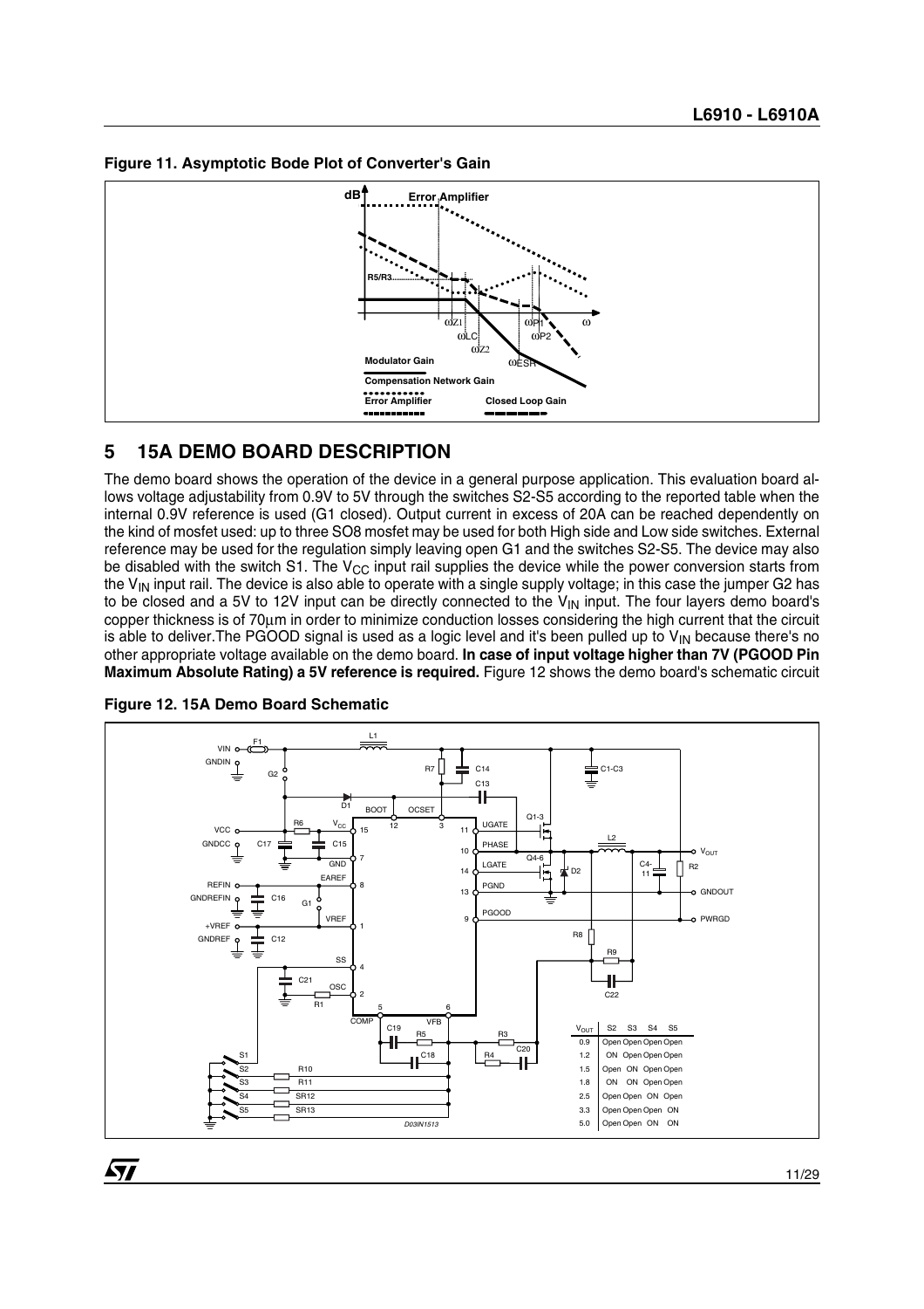**Figure 11. Asymptotic Bode Plot of Converter's Gain**

## 5 15A DEMO BOARD DESCRIPTION

The demo board shows the operation of the device in a general purpose application. This evaluation board allows voltage adjustability from 0.9V to 5V through the switches S2-S5 according to the reported table when the internal 0.9V reference is used (G1 closed). Output current in excess of 20A can be reached dependently on the kind of mosfet used: up to three SO8 mosfet may be used for both High side and Low side switches. External reference may be used for the regulation simply leaving open G1 and the switches S2-S5. The device may also be disabled with the switch S1. The $V_{CC}$ input rail supplies the device while the power conversion starts from the $V_{IN}$ input rail. The device is also able to operate with a single supply voltage; in this case the jumper G2 has to be closed and a 5V to 12V input can be directly connected to the $V_{IN}$ input. The four layers demo board's copper thickness is of 70µm in order to minimize conduction losses considering the high current that the circuit is able to deliver.The PGOOD signal is used as a logic level and it's been pulled up to $V_{IN}$ because there's no other appropriate voltage available on the demo board. **In case of input voltage higher than 7V (PGOOD Pin Maximum Absolute Rating) a 5V reference is required.** Figure 12 shows the demo board's schematic circuit

**Figure 12. 15A Demo Board Schematic**

| $V_{OUT}$ | S2 | S3 | S4 | S5 |
|---|---|---|---|---|
| 0.9 | Open | Open | Open | Open |
| 1.2 | ON | Open | Open | Open |
| 1.5 | Open | ON | Open | Open |
| 1.8 | ON | ON | Open | Open |
| 2.5 | Open | Open | ON | Open |
| 3.3 | Open | Open | Open | ON |
| 5.0 | Open | Open | ON | ON |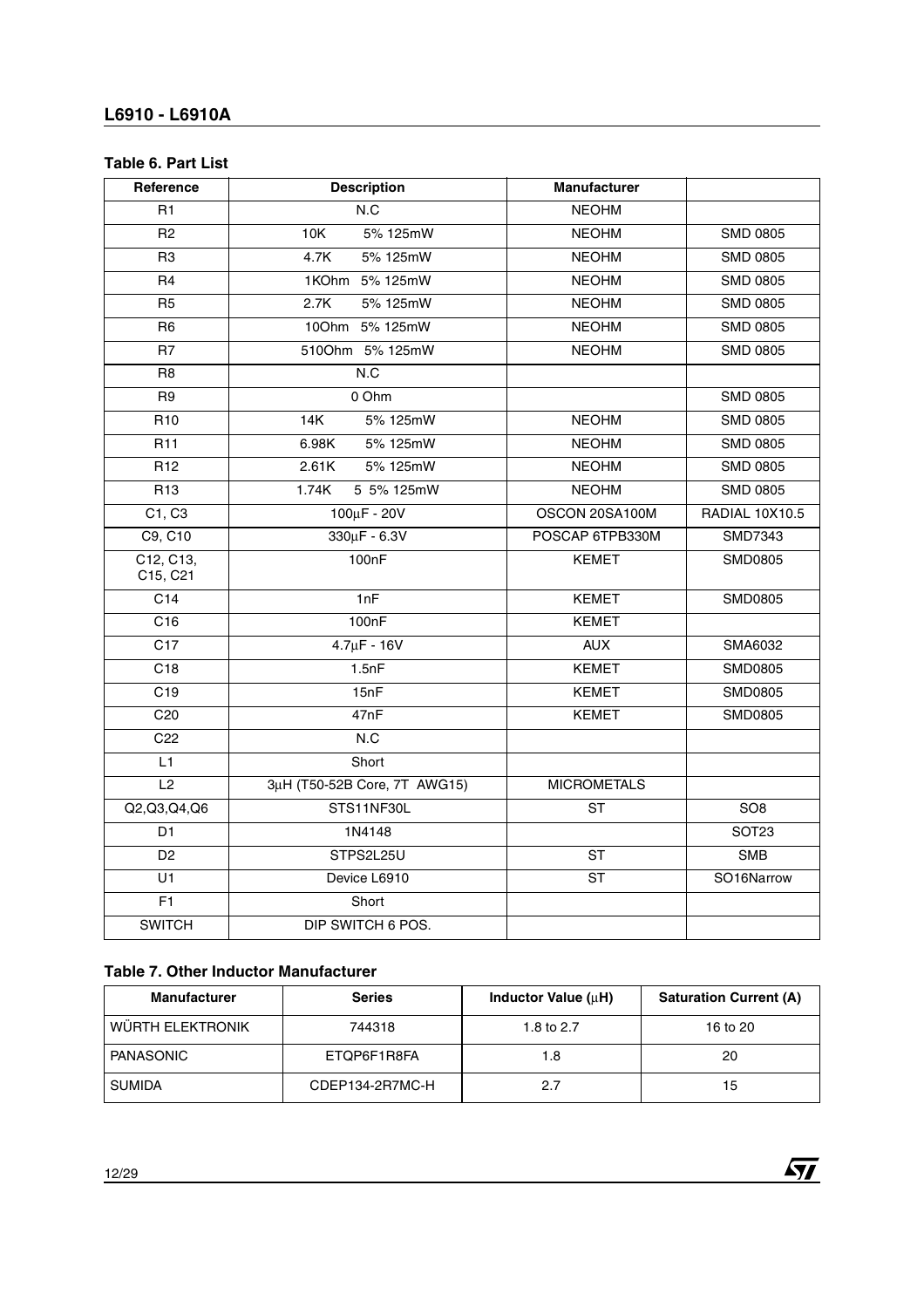**Table 6. Part List**

| Reference | Description | Manufacturer | |
|---|---|---|---|
| R1 | N.C | NEOHM | |
| R2 | 10K 5% 125mW | NEOHM | SMD 0805 |
| R3 | 4.7K 5% 125mW | NEOHM | SMD 0805 |
| R4 | 1KOhm 5% 125mW | NEOHM | SMD 0805 |
| R5 | 2.7K 5% 125mW | NEOHM | SMD 0805 |
| R6 | 10Ohm 5% 125mW | NEOHM | SMD 0805 |
| R7 | 510Ohm 5% 125mW | NEOHM | SMD 0805 |
| R8 | N.C | | |
| R9 | 0 Ohm | | SMD 0805 |
| R10 | 14K 5% 125mW | NEOHM | SMD 0805 |
| R11 | 6.98K 5% 125mW | NEOHM | SMD 0805 |
| R12 | 2.61K 5% 125mW | NEOHM | SMD 0805 |
| R13 | 1.74K 5 5% 125mW | NEOHM | SMD 0805 |
| C1, C3 | 100µF - 20V | OSCON 20SA100M | RADIAL 10X10.5 |
| C9, C10 | 330µF - 6.3V | POSCAP 6TPB330M | SMD7343 |
| C12, C13, C15, C21 | 100nF | KEMET | SMD0805 |
| C14 | 1nF | KEMET | SMD0805 |
| C16 | 100nF | KEMET | |
| C17 | 4.7µF - 16V | AUX | SMA6032 |
| C18 | 1.5nF | KEMET | SMD0805 |
| C19 | 15nF | KEMET | SMD0805 |
| C20 | 47nF | KEMET | SMD0805 |
| C22 | N.C | | |
| L1 | Short | | |
| L2 | 3µH (T50-52B Core, 7T AWG15) | MICROMETALS | |
| Q2,Q3,Q4,Q6 | STS11NF30L | ST | SO8 |
| D1 | 1N4148 | | SOT23 |
| D2 | STPS2L25U | ST | SMB |
| U1 | Device L6910 | ST | SO16Narrow |
| F1 | Short | | |
| SWITCH | DIP SWITCH 6 POS. | | |

**Table 7. Other Inductor Manufacturer**

| Manufacturer | Series | Inductor Value (µH) | Saturation Current (A) |
|---|---|---|---|
| WÜRTH ELEKTRONIK | 744318 | 1.8 to 2.7 | 16 to 20 |
| PANASONIC | ETQP6F1R8FA | 1.8 | 20 |
| SUMIDA | CDEP134-2R7MC-H | 2.7 | 15 |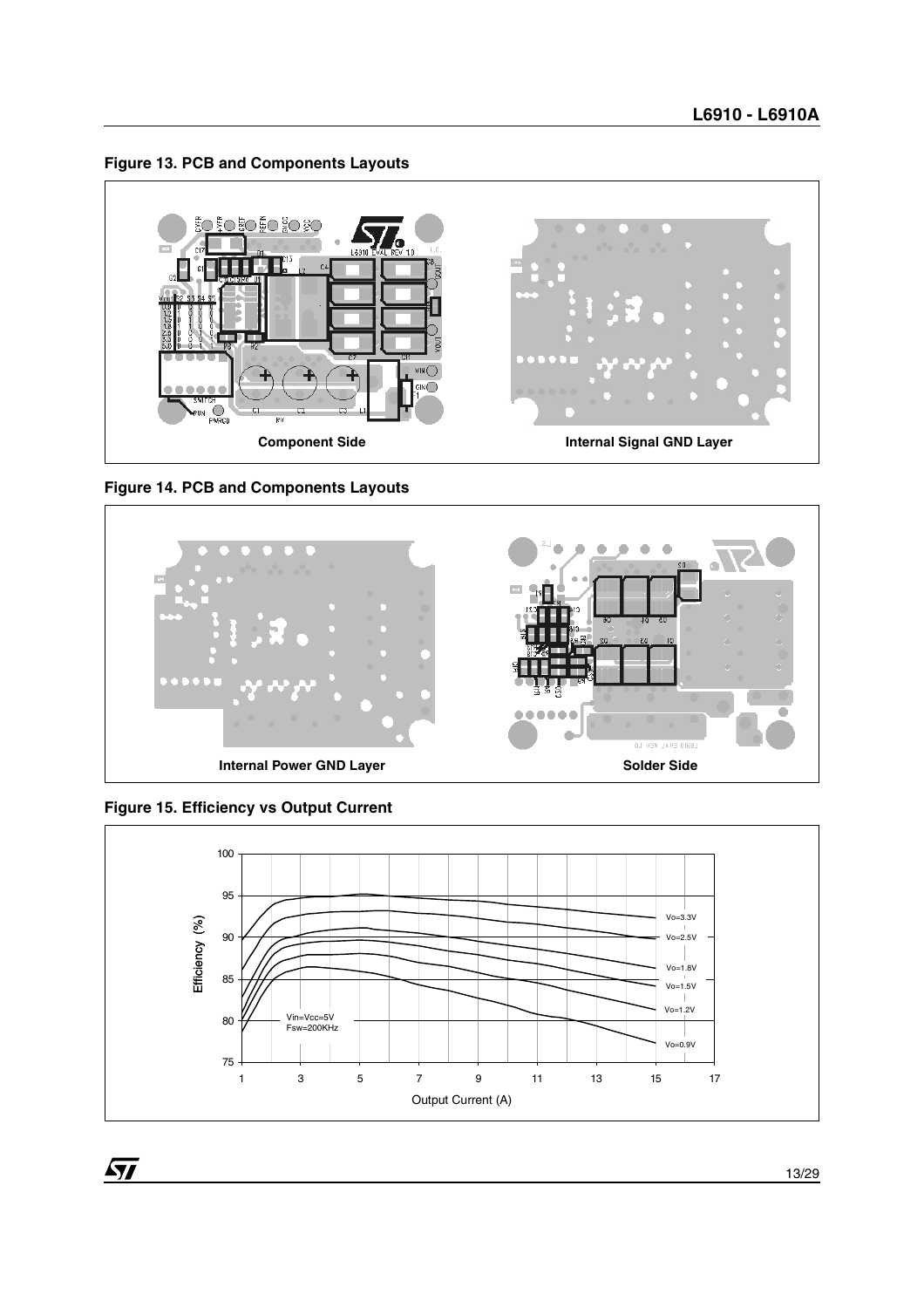**Figure 13. PCB and Components Layouts**

Component Side

Internal Signal GND Layer

**Figure 14. PCB and Components Layouts**

Internal Power GND Layer

Solder Side

**Figure 15. Efficiency vs Output Current**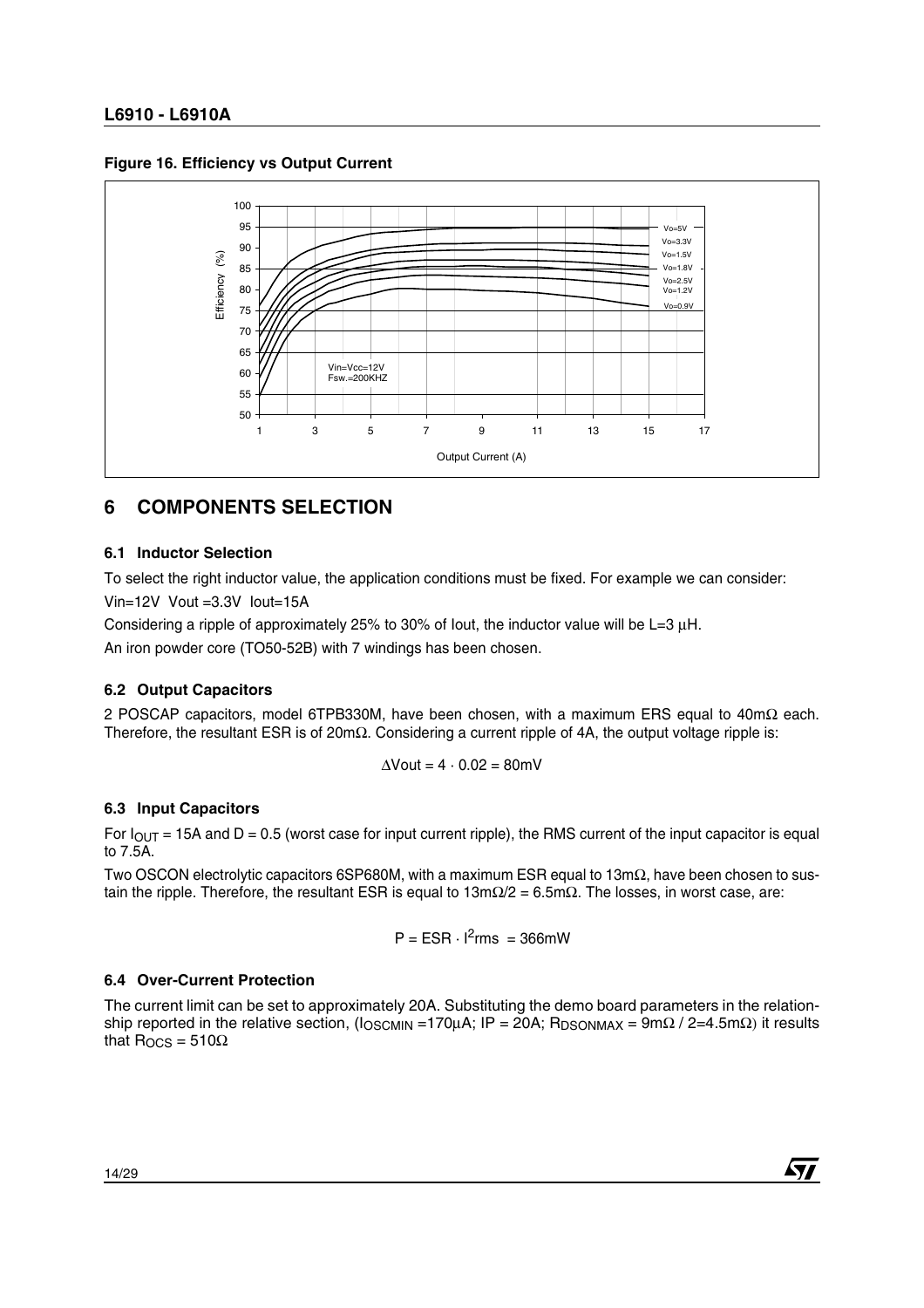**Figure 16. Efficiency vs Output Current**

# 6 COMPONENTS SELECTION

## 6.1 Inductor Selection

To select the right inductor value, the application conditions must be fixed. For example we can consider:

Vin=12V Vout =3.3V Iout=15A

Considering a ripple of approximately 25% to 30% of Iout, the inductor value will be L=3 μH.

An iron powder core (TO50-52B) with 7 windings has been chosen.

## 6.2 Output Capacitors

2 POSCAP capacitors, model 6TPB330M, have been chosen, with a maximum ERS equal to 40mΩ each. Therefore, the resultant ESR is of 20mΩ. Considering a current ripple of 4A, the output voltage ripple is:

$$\Delta Vout = 4 \cdot 0.02 = 80mV$$

## 6.3 Input Capacitors

For $I_{OUT}$ = 15A and D = 0.5 (worst case for input current ripple), the RMS current of the input capacitor is equal to 7.5A.

Two OSCON electrolytic capacitors 6SP680M, with a maximum ESR equal to 13mΩ, have been chosen to sustain the ripple. Therefore, the resultant ESR is equal to 13mΩ/2 = 6.5mΩ. The losses, in worst case, are:

$$P = ESR \cdot I^2rms = 366mW$$

## 6.4 Over-Current Protection

The current limit can be set to approximately 20A. Substituting the demo board parameters in the relationship reported in the relative section, ($I_{OSCMIN}$ =170μA; IP = 20A; $R_{DSONMAX}$ = 9mΩ / 2=4.5mΩ) it results that $R_{OCS}$ = 510Ω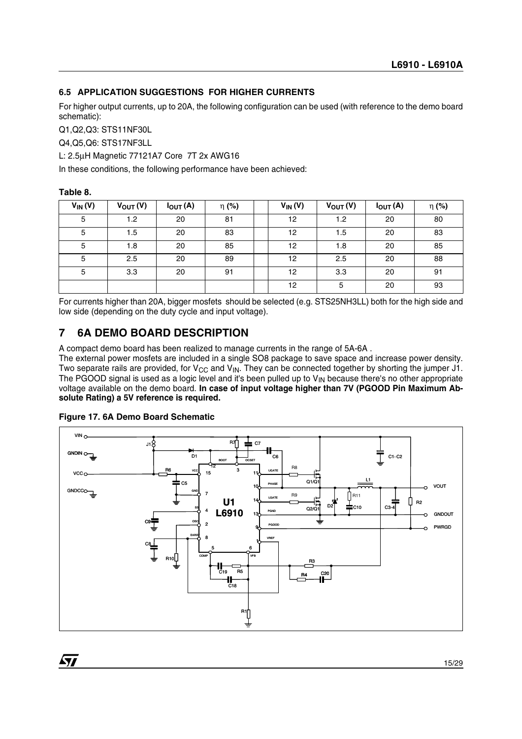### 6.5 APPLICATION SUGGESTIONS FOR HIGHER CURRENTS

For higher output currents, up to 20A, the following configuration can be used (with reference to the demo board schematic):

Q1,Q2,Q3: STS11NF30L

Q4,Q5,Q6: STS17NF3LL

L: 2.5μH Magnetic 77121A7 Core 7T 2x AWG16

In these conditions, the following performance have been achieved:

**Table 8.**

| $V_{IN}$ (V) | $V_{OUT}$ (V) | $I_{OUT}$ (A) | η (%) | | $V_{IN}$ (V) | $V_{OUT}$ (V) | $I_{OUT}$ (A) | η (%) |
|---|---|---|---|---|---|---|---|---|
| 5 | 1.2 | 20 | 81 | | 12 | 1.2 | 20 | 80 |
| 5 | 1.5 | 20 | 83 | | 12 | 1.5 | 20 | 83 |
| 5 | 1.8 | 20 | 85 | | 12 | 1.8 | 20 | 85 |
| 5 | 2.5 | 20 | 89 | | 12 | 2.5 | 20 | 88 |
| 5 | 3.3 | 20 | 91 | | 12 | 3.3 | 20 | 91 |
| | | | | | 12 | 5 | 20 | 93 |

For currents higher than 20A, bigger mosfets should be selected (e.g. STS25NH3LL) both for the high side and low side (depending on the duty cycle and input voltage).

## 7 6A DEMO BOARD DESCRIPTION

A compact demo board has been realized to manage currents in the range of 5A-6A .
The external power mosfets are included in a single SO8 package to save space and increase power density. Two separate rails are provided, for $V_{CC}$ and $V_{IN}$. They can be connected together by shorting the jumper J1. The PGOOD signal is used as a logic level and it's been pulled up to $V_{IN}$ because there's no other appropriate voltage available on the demo board. **In case of input voltage higher than 7V (PGOOD Pin Maximum Absolute Rating) a 5V reference is required.**

**Figure 17. 6A Demo Board Schematic**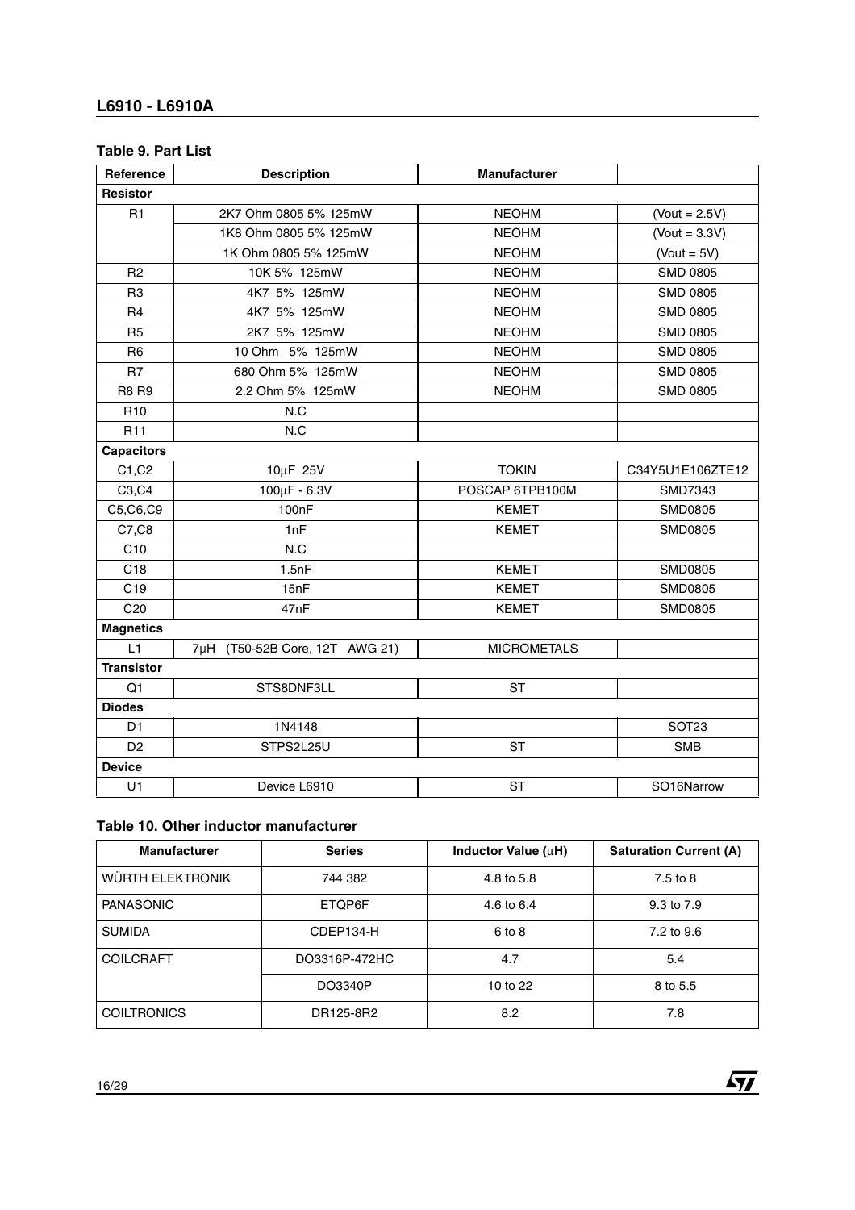### Table 9. Part List

| Reference | Description | Manufacturer | |
|---|---|---|---|
| **Resistor** | | | |
| R1 | 2K7 Ohm 0805 5% 125mW | NEOHM | (Vout = 2.5V) |
| | 1K8 Ohm 0805 5% 125mW | NEOHM | (Vout = 3.3V) |
| | 1K Ohm 0805 5% 125mW | NEOHM | (Vout = 5V) |
| R2 | 10K 5% 125mW | NEOHM | SMD 0805 |
| R3 | 4K7 5% 125mW | NEOHM | SMD 0805 |
| R4 | 4K7 5% 125mW | NEOHM | SMD 0805 |
| R5 | 2K7 5% 125mW | NEOHM | SMD 0805 |
| R6 | 10 Ohm 5% 125mW | NEOHM | SMD 0805 |
| R7 | 680 Ohm 5% 125mW | NEOHM | SMD 0805 |
| R8 R9 | 2.2 Ohm 5% 125mW | NEOHM | SMD 0805 |
| R10 | N.C | | |
| R11 | N.C | | |
| **Capacitors** | | | |
| C1,C2 | 10µF 25V | TOKIN | C34Y5U1E106ZTE12 |
| C3,C4 | 100µF - 6.3V | POSCAP 6TPB100M | SMD7343 |
| C5,C6,C9 | 100nF | KEMET | SMD0805 |
| C7,C8 | 1nF | KEMET | SMD0805 |
| C10 | N.C | | |
| C18 | 1.5nF | KEMET | SMD0805 |
| C19 | 15nF | KEMET | SMD0805 |
| C20 | 47nF | KEMET | SMD0805 |
| **Magnetics** | | | |
| L1 | 7µH (T50-52B Core, 12T AWG 21) | MICROMETALS | |
| **Transistor** | | | |
| Q1 | STS8DNF3LL | ST | |
| **Diodes** | | | |
| D1 | 1N4148 | | SOT23 |
| D2 | STPS2L25U | ST | SMB |
| **Device** | | | |
| U1 | Device L6910 | ST | SO16Narrow |

### Table 10. Other inductor manufacturer

| Manufacturer | Series | Inductor Value (µH) | Saturation Current (A) |
|---|---|---|---|
| WÜRTH ELEKTRONIK | 744 382 | 4.8 to 5.8 | 7.5 to 8 |
| PANASONIC | ETQP6F | 4.6 to 6.4 | 9.3 to 7.9 |
| SUMIDA | CDEP134-H | 6 to 8 | 7.2 to 9.6 |
| COILCRAFT | DO3316P-472HC | 4.7 | 5.4 |
| | DO3340P | 10 to 22 | 8 to 5.5 |
| COILTRONICS | DR125-8R2 | 8.2 | 7.8 |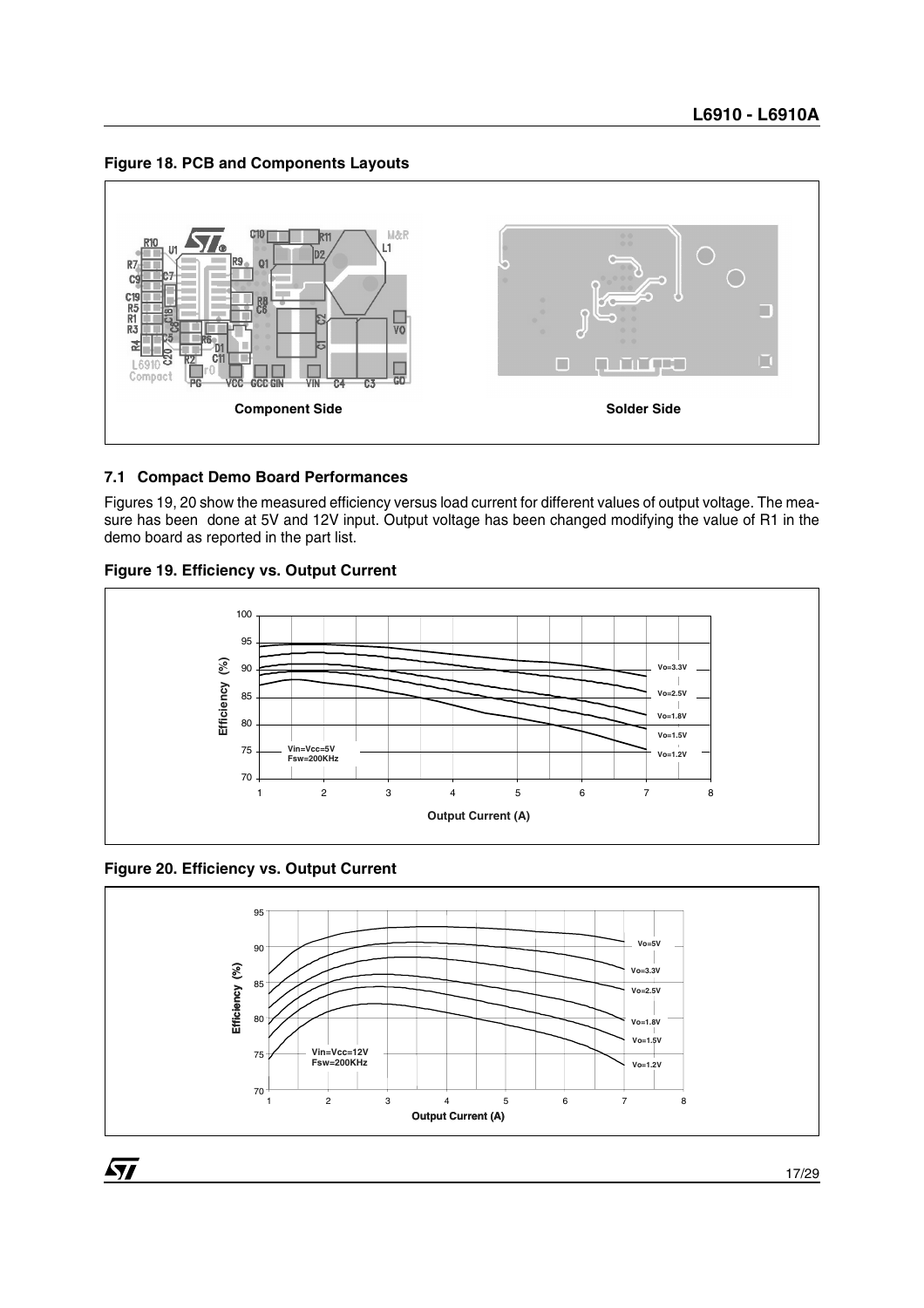**Figure 18. PCB and Components Layouts**

Component Side

Solder Side

## 7.1 Compact Demo Board Performances

Figures 19, 20 show the measured efficiency versus load current for different values of output voltage. The measure has been done at 5V and 12V input. Output voltage has been changed modifying the value of R1 in the demo board as reported in the part list.

**Figure 19. Efficiency vs. Output Current**

**Figure 20. Efficiency vs. Output Current**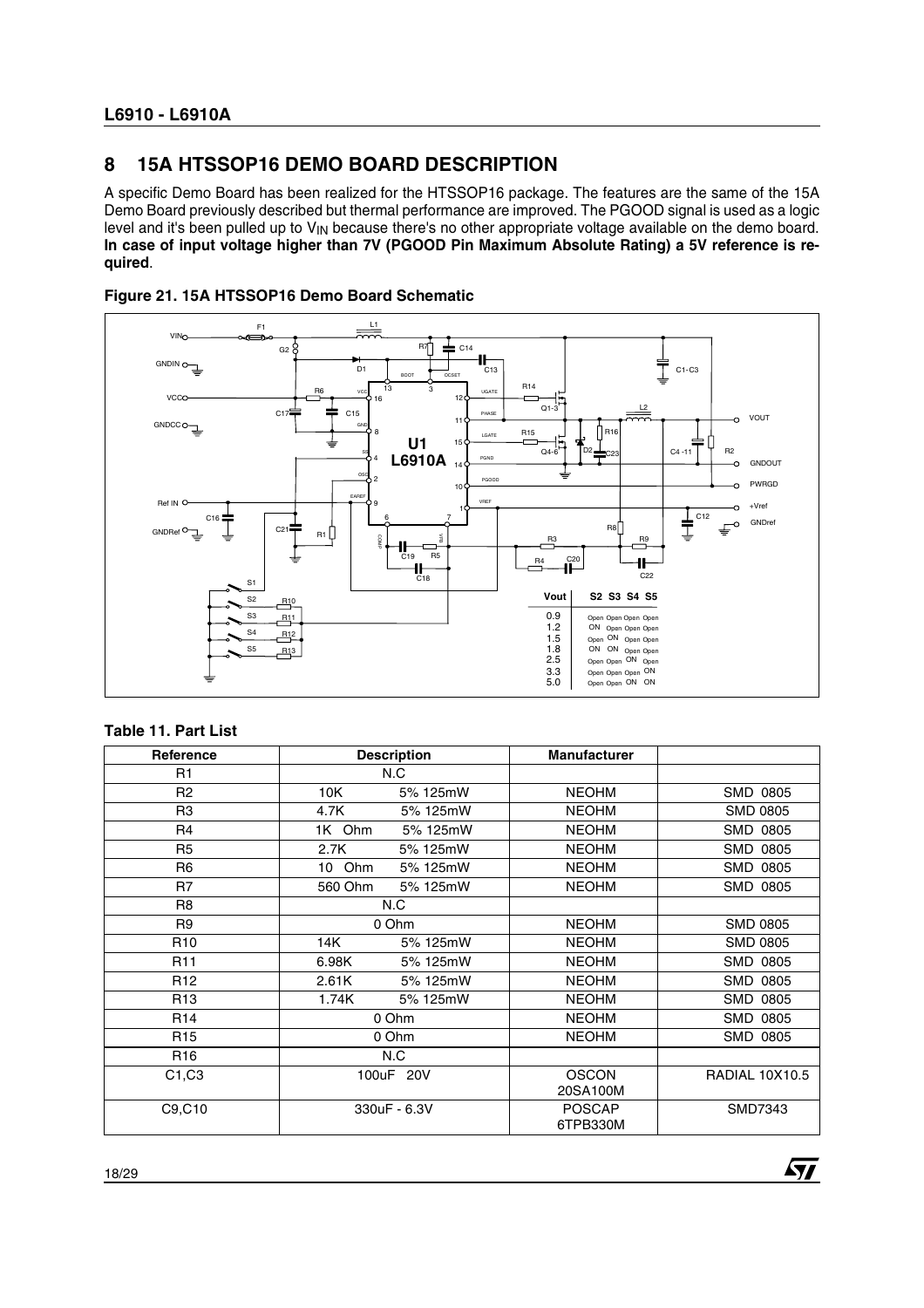## 8 15A HTSSOP16 DEMO BOARD DESCRIPTION

A specific Demo Board has been realized for the HTSSOP16 package. The features are the same of the 15A Demo Board previously described but thermal performance are improved. The PGOOD signal is used as a logic level and it's been pulled up to $V_{IN}$ because there's no other appropriate voltage available on the demo board. **In case of input voltage higher than 7V (PGOOD Pin Maximum Absolute Rating) a 5V reference is required**.

**Figure 21. 15A HTSSOP16 Demo Board Schematic**

| Vout | S2 | S3 | S4 | S5 |
|---|---|---|---|---|
| 0.9 | Open | Open | Open | Open |
| 1.2 | ON | Open | Open | Open |
| 1.5 | Open | ON | Open | Open |
| 1.8 | ON | ON | Open | Open |
| 2.5 | Open | Open | ON | Open |
| 3.3 | Open | Open | Open | ON |
| 5.0 | Open | Open | ON | ON |

**Table 11. Part List**

| Reference | Description | Manufacturer | |
|---|---|---|---|
| R1 | N.C | | |
| R2 | 10K 5% 125mW | NEOHM | SMD 0805 |
| R3 | 4.7K 5% 125mW | NEOHM | SMD 0805 |
| R4 | 1K Ohm 5% 125mW | NEOHM | SMD 0805 |
| R5 | 2.7K 5% 125mW | NEOHM | SMD 0805 |
| R6 | 10 Ohm 5% 125mW | NEOHM | SMD 0805 |
| R7 | 560 Ohm 5% 125mW | NEOHM | SMD 0805 |
| R8 | N.C | | |
| R9 | 0 Ohm | NEOHM | SMD 0805 |
| R10 | 14K 5% 125mW | NEOHM | SMD 0805 |
| R11 | 6.98K 5% 125mW | NEOHM | SMD 0805 |
| R12 | 2.61K 5% 125mW | NEOHM | SMD 0805 |
| R13 | 1.74K 5% 125mW | NEOHM | SMD 0805 |
| R14 | 0 Ohm | NEOHM | SMD 0805 |
| R15 | 0 Ohm | NEOHM | SMD 0805 |
| R16 | N.C | | |
| C1,C3 | 100uF 20V | OSCON 20SA100M | RADIAL 10X10.5 |
| C9,C10 | 330uF - 6.3V | POSCAP 6TPB330M | SMD7343 |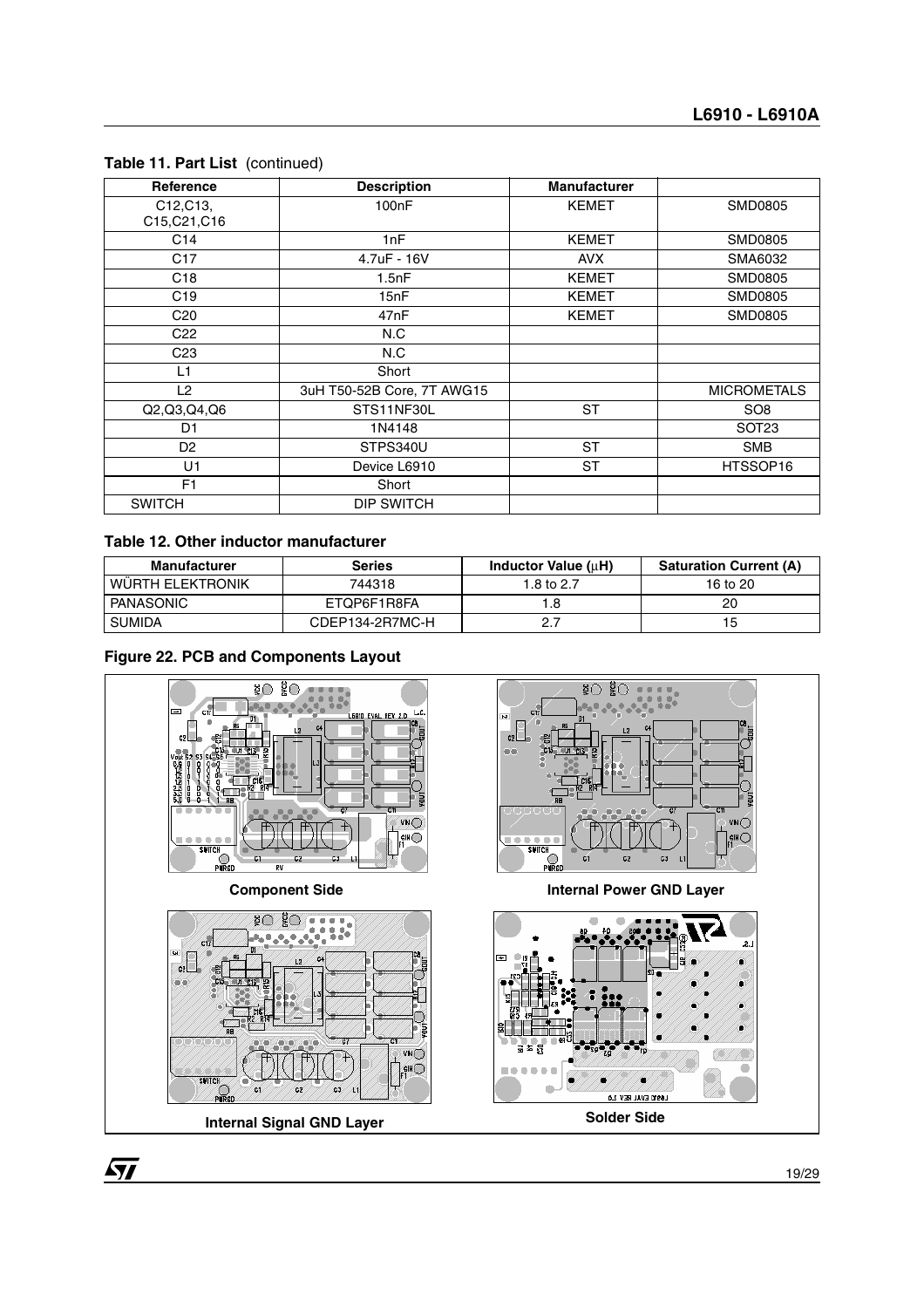**Table 11. Part List** (continued)

| Reference | Description | Manufacturer | |
|---|---|---|---|
| C12,C13, C15,C21,C16 | 100nF | KEMET | SMD0805 |
| C14 | 1nF | KEMET | SMD0805 |
| C17 | 4.7uF - 16V | AVX | SMA6032 |
| C18 | 1.5nF | KEMET | SMD0805 |
| C19 | 15nF | KEMET | SMD0805 |
| C20 | 47nF | KEMET | SMD0805 |
| C22 | N.C | | |
| C23 | N.C | | |
| L1 | Short | | |
| L2 | 3uH T50-52B Core, 7T AWG15 | | MICROMETALS |
| Q2,Q3,Q4,Q6 | STS11NF30L | ST | SO8 |
| D1 | 1N4148 | | SOT23 |
| D2 | STPS340U | ST | SMB |
| U1 | Device L6910 | ST | HTSSOP16 |
| F1 | Short | | |
| SWITCH | DIP SWITCH | | |

**Table 12. Other inductor manufacturer**

| Manufacturer | Series | Inductor Value (μH) | Saturation Current (A) |
|---|---|---|---|
| WÜRTH ELEKTRONIK | 744318 | 1.8 to 2.7 | 16 to 20 |
| PANASONIC | ETQP6F1R8FA | 1.8 | 20 |
| SUMIDA | CDEP134-2R7MC-H | 2.7 | 15 |

**Figure 22. PCB and Components Layout**

Component Side

Internal Power GND Layer

Internal Signal GND Layer

Solder Side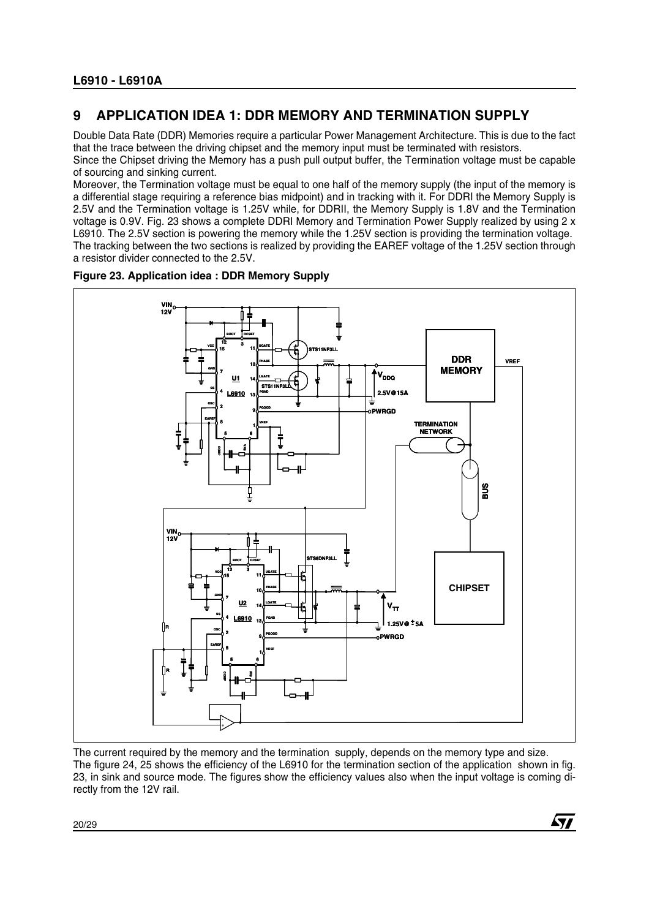## 9 APPLICATION IDEA 1: DDR MEMORY AND TERMINATION SUPPLY

Double Data Rate (DDR) Memories require a particular Power Management Architecture. This is due to the fact that the trace between the driving chipset and the memory input must be terminated with resistors.

Since the Chipset driving the Memory has a push pull output buffer, the Termination voltage must be capable of sourcing and sinking current.

Moreover, the Termination voltage must be equal to one half of the memory supply (the input of the memory is a differential stage requiring a reference bias midpoint) and in tracking with it. For DDRI the Memory Supply is 2.5V and the Termination voltage is 1.25V while, for DDRII, the Memory Supply is 1.8V and the Termination voltage is 0.9V. Fig. 23 shows a complete DDRI Memory and Termination Power Supply realized by using 2 x L6910. The 2.5V section is powering the memory while the 1.25V section is providing the termination voltage.

The tracking between the two sections is realized by providing the EAREF voltage of the 1.25V section through a resistor divider connected to the 2.5V.

**Figure 23. Application idea : DDR Memory Supply**

The current required by the memory and the termination supply, depends on the memory type and size.

The figure 24, 25 shows the efficiency of the L6910 for the termination section of the application shown in fig. 23, in sink and source mode. The figures show the efficiency values also when the input voltage is coming directly from the 12V rail.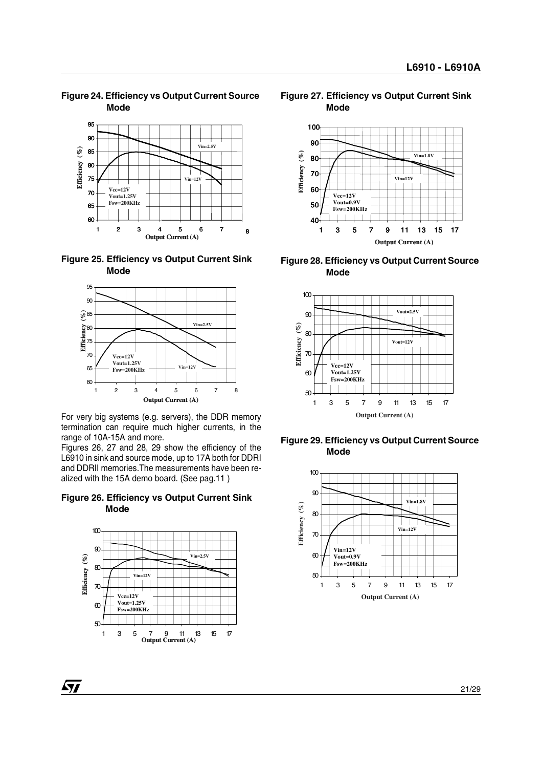**Figure 24. Efficiency vs Output Current Source Mode**

**Figure 25. Efficiency vs Output Current Sink Mode**

For very big systems (e.g. servers), the DDR memory termination can require much higher currents, in the range of 10A-15A and more.

Figures 26, 27 and 28, 29 show the efficiency of the L6910 in sink and source mode, up to 17A both for DDRI and DDRII memories.The measurements have been realized with the 15A demo board. (See pag.11 )

**Figure 26. Efficiency vs Output Current Sink Mode**

**Figure 27. Efficiency vs Output Current Sink Mode**

**Figure 28. Efficiency vs Output Current Source Mode**

**Figure 29. Efficiency vs Output Current Source Mode**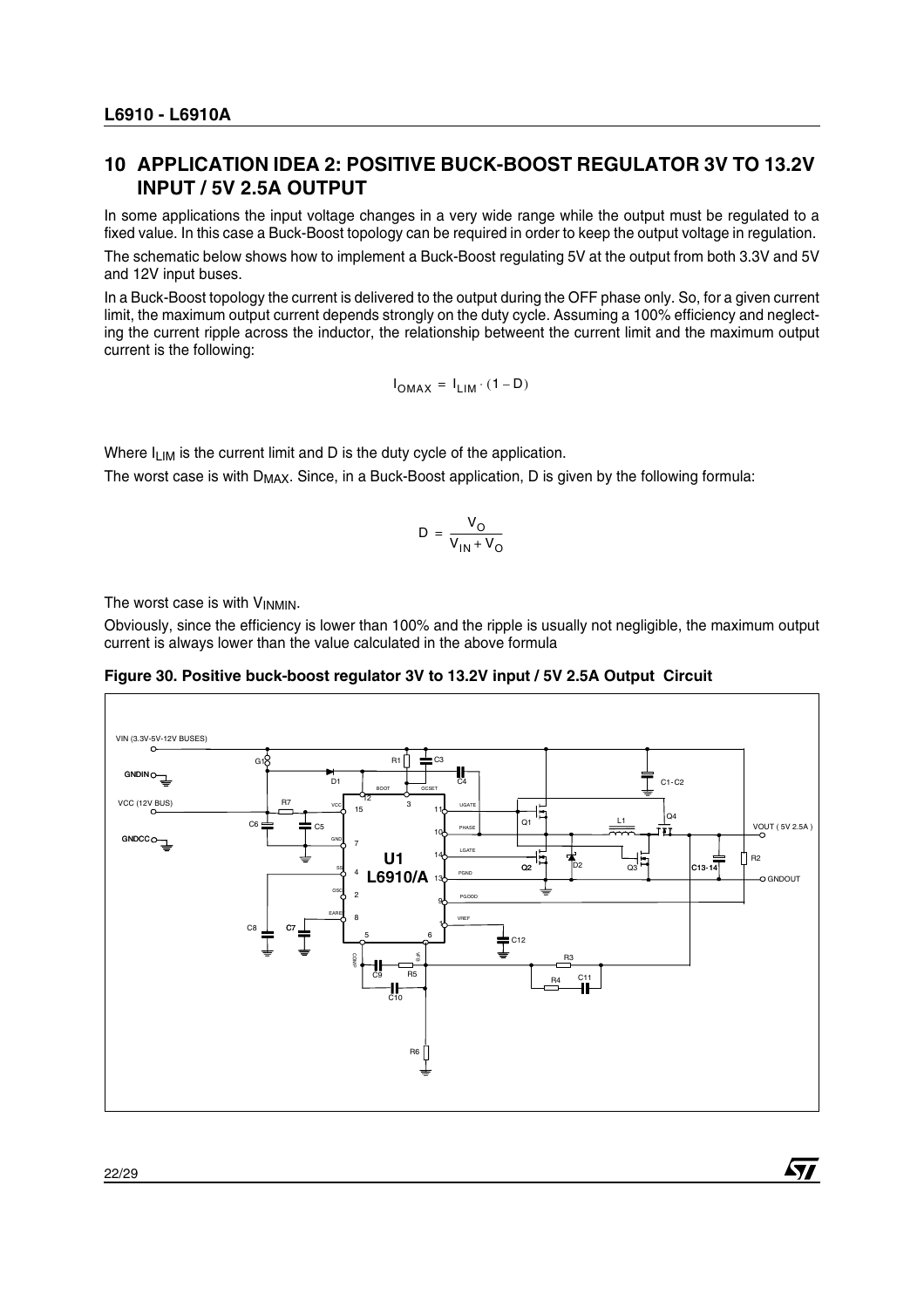## 10 APPLICATION IDEA 2: POSITIVE BUCK-BOOST REGULATOR 3V TO 13.2V INPUT / 5V 2.5A OUTPUT

In some applications the input voltage changes in a very wide range while the output must be regulated to a fixed value. In this case a Buck-Boost topology can be required in order to keep the output voltage in regulation.

The schematic below shows how to implement a Buck-Boost regulating 5V at the output from both 3.3V and 5V and 12V input buses.

In a Buck-Boost topology the current is delivered to the output during the OFF phase only. So, for a given current limit, the maximum output current depends strongly on the duty cycle. Assuming a 100% efficiency and neglecting the current ripple across the inductor, the relationship betweent the current limit and the maximum output current is the following:

$$I_{OMAX} = I_{LIM} \cdot (1 - D)$$

Where $I_{LIM}$ is the current limit and D is the duty cycle of the application.

The worst case is with $D_{MAX}$. Since, in a Buck-Boost application, D is given by the following formula:

$$D = \frac{V_O}{V_{IN} + V_O}$$

The worst case is with $V_{INMIN}$.

Obviously, since the efficiency is lower than 100% and the ripple is usually not negligible, the maximum output current is always lower than the value calculated in the above formula

**Figure 30. Positive buck-boost regulator 3V to 13.2V input / 5V 2.5A Output Circuit**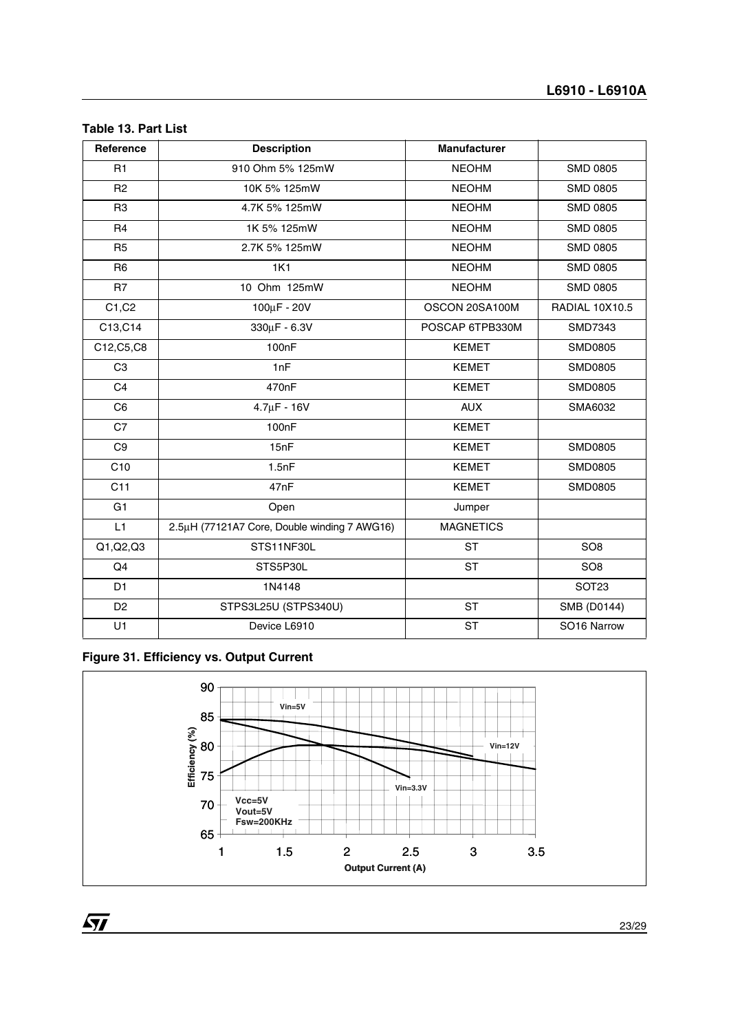**Table 13. Part List**

| Reference | Description | Manufacturer | |
|---|---|---|---|
| R1 | 910 Ohm 5% 125mW | NEOHM | SMD 0805 |
| R2 | 10K 5% 125mW | NEOHM | SMD 0805 |
| R3 | 4.7K 5% 125mW | NEOHM | SMD 0805 |
| R4 | 1K 5% 125mW | NEOHM | SMD 0805 |
| R5 | 2.7K 5% 125mW | NEOHM | SMD 0805 |
| R6 | 1K1 | NEOHM | SMD 0805 |
| R7 | 10 Ohm 125mW | NEOHM | SMD 0805 |
| C1,C2 | 100µF - 20V | OSCON 20SA100M | RADIAL 10X10.5 |
| C13,C14 | 330µF - 6.3V | POSCAP 6TPB330M | SMD7343 |
| C12,C5,C8 | 100nF | KEMET | SMD0805 |
| C3 | 1nF | KEMET | SMD0805 |
| C4 | 470nF | KEMET | SMD0805 |
| C6 | 4.7µF - 16V | AUX | SMA6032 |
| C7 | 100nF | KEMET | |
| C9 | 15nF | KEMET | SMD0805 |
| C10 | 1.5nF | KEMET | SMD0805 |
| C11 | 47nF | KEMET | SMD0805 |
| G1 | Open | Jumper | |
| L1 | 2.5µH (77121A7 Core, Double winding 7 AWG16) | MAGNETICS | |
| Q1,Q2,Q3 | STS11NF30L | ST | SO8 |
| Q4 | STS5P30L | ST | SO8 |
| D1 | 1N4148 | | SOT23 |
| D2 | STPS3L25U (STPS340U) | ST | SMB (D0144) |
| U1 | Device L6910 | ST | SO16 Narrow |

**Figure 31. Efficiency vs. Output Current**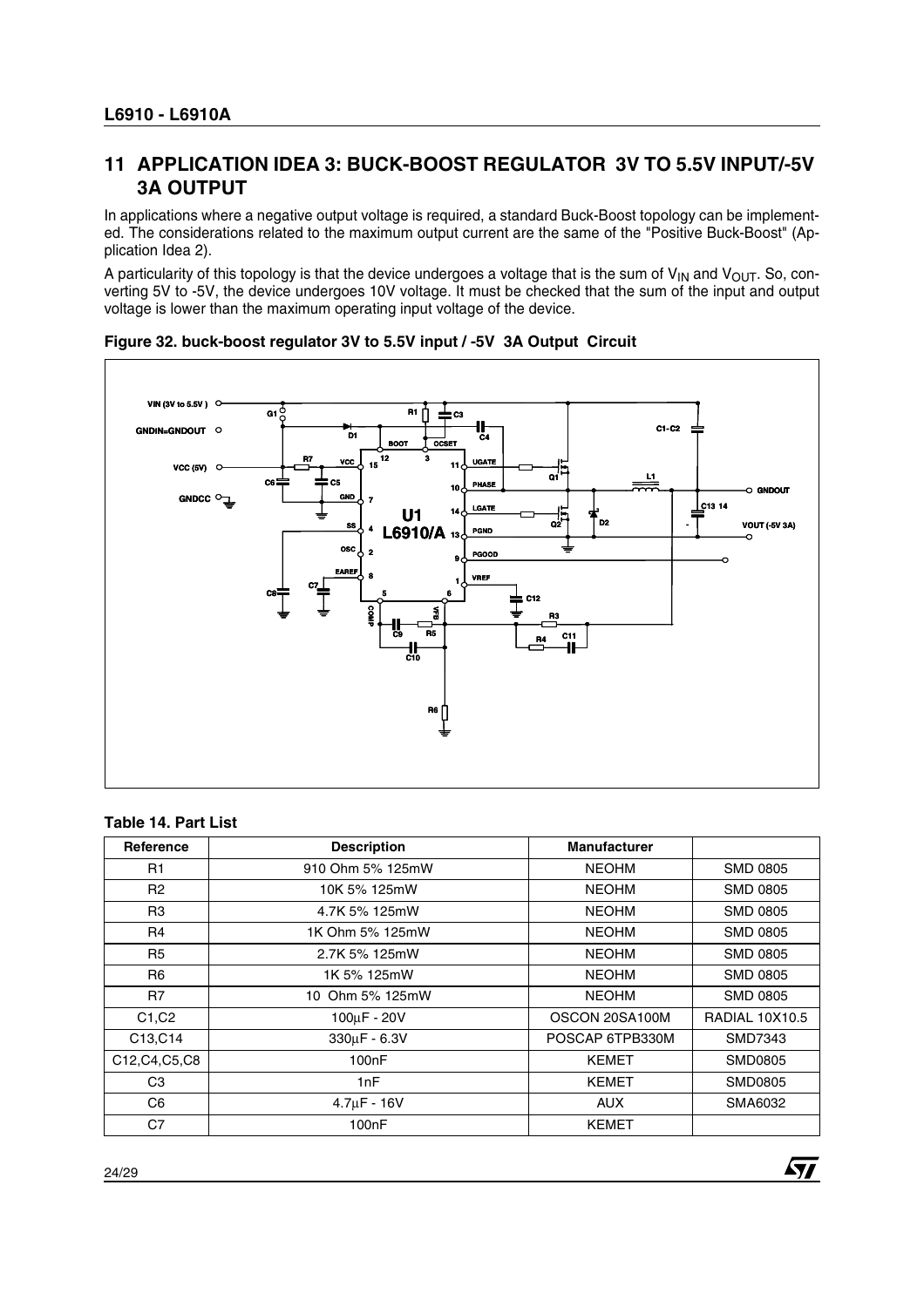## 11 APPLICATION IDEA 3: BUCK-BOOST REGULATOR 3V TO 5.5V INPUT/-5V 3A OUTPUT

In applications where a negative output voltage is required, a standard Buck-Boost topology can be implemented. The considerations related to the maximum output current are the same of the "Positive Buck-Boost" (Application Idea 2).

A particularity of this topology is that the device undergoes a voltage that is the sum of $V_{IN}$ and $V_{OUT}$. So, converting 5V to -5V, the device undergoes 10V voltage. It must be checked that the sum of the input and output voltage is lower than the maximum operating input voltage of the device.

**Figure 32. buck-boost regulator 3V to 5.5V input / -5V 3A Output Circuit**

**Table 14. Part List**

| Reference | Description | Manufacturer | |
|---|---|---|---|
| R1 | 910 Ohm 5% 125mW | NEOHM | SMD 0805 |
| R2 | 10K 5% 125mW | NEOHM | SMD 0805 |
| R3 | 4.7K 5% 125mW | NEOHM | SMD 0805 |
| R4 | 1K Ohm 5% 125mW | NEOHM | SMD 0805 |
| R5 | 2.7K 5% 125mW | NEOHM | SMD 0805 |
| R6 | 1K 5% 125mW | NEOHM | SMD 0805 |
| R7 | 10 Ohm 5% 125mW | NEOHM | SMD 0805 |
| C1,C2 | 100µF - 20V | OSCON 20SA100M | RADIAL 10X10.5 |
| C13,C14 | 330µF - 6.3V | POSCAP 6TPB330M | SMD7343 |
| C12,C4,C5,C8 | 100nF | KEMET | SMD0805 |
| C3 | 1nF | KEMET | SMD0805 |
| C6 | 4.7µF - 16V | AUX | SMA6032 |
| C7 | 100nF | KEMET | |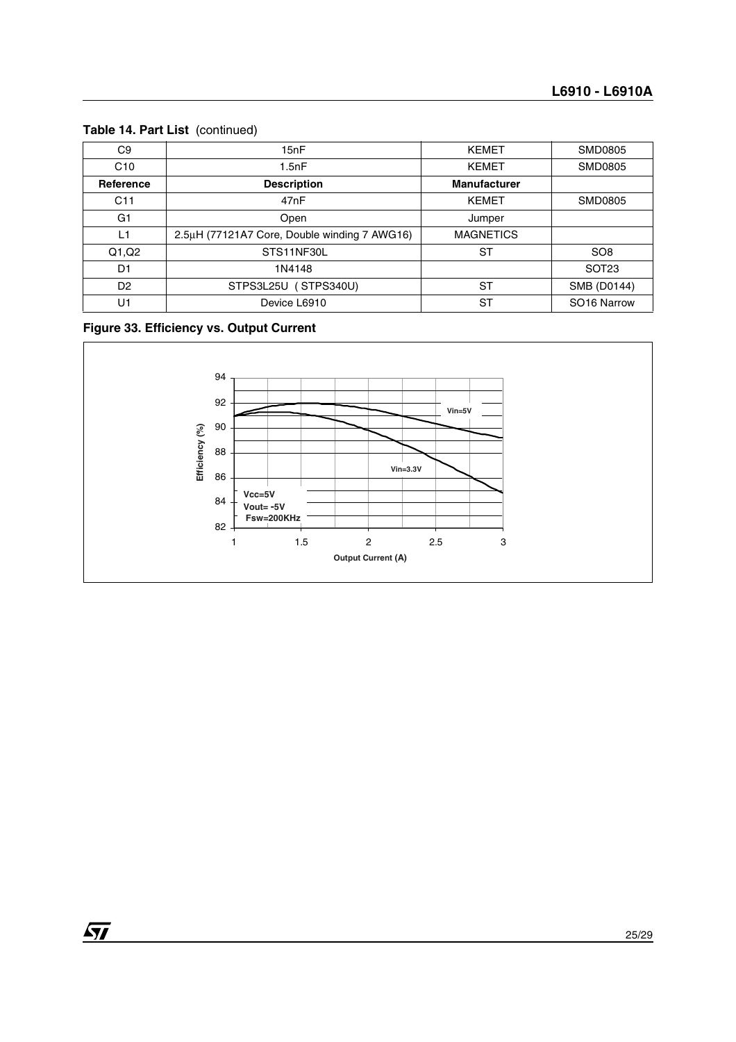**Table 14. Part List** (continued)

| Reference | Description | Manufacturer | |
|---|---|---|---|
| C9 | 15nF | KEMET | SMD0805 |
| C10 | 1.5nF | KEMET | SMD0805 |
| C11 | 47nF | KEMET | SMD0805 |
| G1 | Open | Jumper | |
| L1 | 2.5µH (77121A7 Core, Double winding 7 AWG16) | MAGNETICS | |
| Q1,Q2 | STS11NF30L | ST | SO8 |
| D1 | 1N4148 | | SOT23 |
| D2 | STPS3L25U ( STPS340U) | ST | SMB (D0144) |
| U1 | Device L6910 | ST | SO16 Narrow |

**Figure 33. Efficiency vs. Output Current**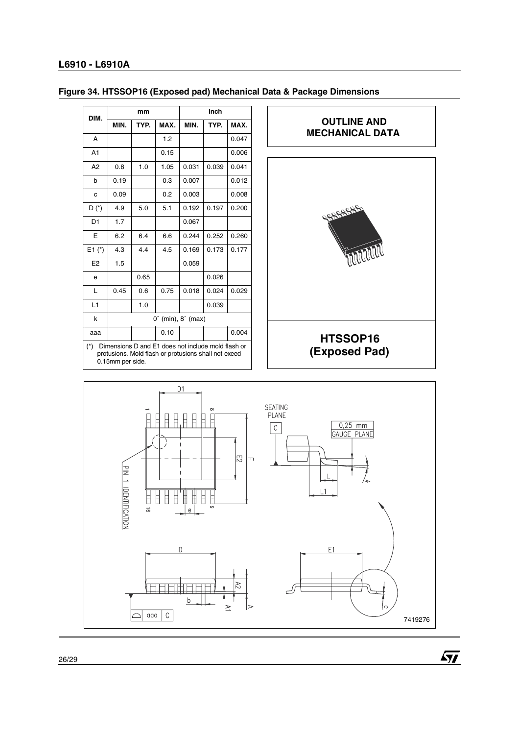**Figure 34. HTSSOP16 (Exposed pad) Mechanical Data & Package Dimensions**

| DIM. | mm | | | inch | | |
|---|---|---|---|---|---|---|
| | MIN. | TYP. | MAX. | MIN. | TYP. | MAX. |
| A | | | 1.2 | | | 0.047 |
| A1 | | | 0.15 | | | 0.006 |
| A2 | 0.8 | 1.0 | 1.05 | 0.031 | 0.039 | 0.041 |
| b | 0.19 | | 0.3 | 0.007 | | 0.012 |
| c | 0.09 | | 0.2 | 0.003 | | 0.008 |
| D (*) | 4.9 | 5.0 | 5.1 | 0.192 | 0.197 | 0.200 |
| D1 | 1.7 | | | 0.067 | | |
| E | 6.2 | 6.4 | 6.6 | 0.244 | 0.252 | 0.260 |
| E1 (*) | 4.3 | 4.4 | 4.5 | 0.169 | 0.173 | 0.177 |
| E2 | 1.5 | | | 0.059 | | |
| e | | 0.65 | | | 0.026 | |
| L | 0.45 | 0.6 | 0.75 | 0.018 | 0.024 | 0.029 |
| L1 | | 1.0 | | | 0.039 | |
| k | 0˚ (min), 8˚ (max) | | | | | |
| aaa | | | 0.10 | | | 0.004 |

(*) Dimensions D and E1 does not include mold flash or protusions. Mold flash or protusions shall not exeed 0.15mm per side.

**OUTLINE AND MECHANICAL DATA**

**HTSSOP16 (Exposed Pad)**

7419276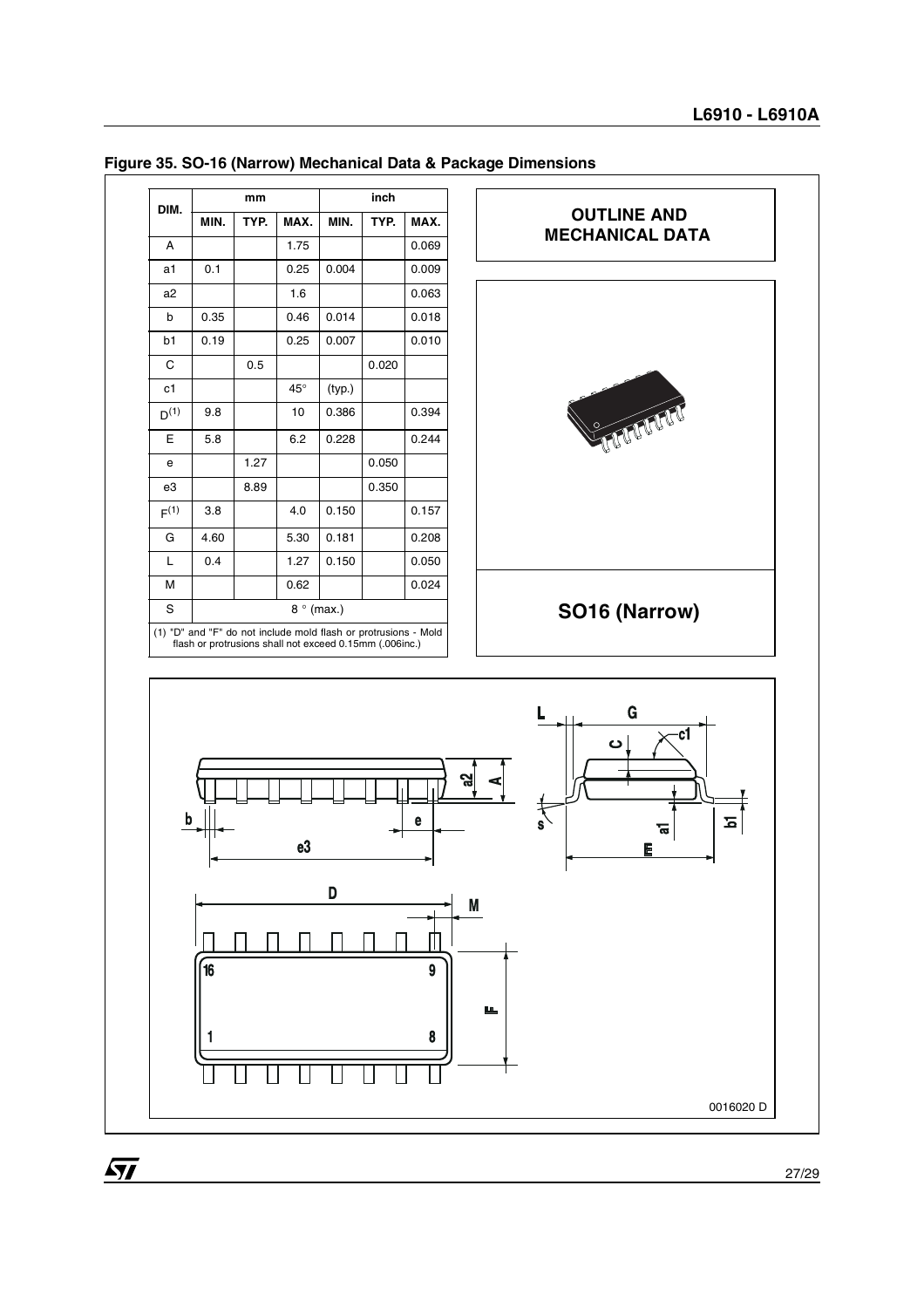**Figure 35. SO-16 (Narrow) Mechanical Data & Package Dimensions**

| DIM. | mm | | | inch | | |
|---|---|---|---|---|---|---|
| | MIN. | TYP. | MAX. | MIN. | TYP. | MAX. |
| A | | | 1.75 | | | 0.069 |
| a1 | 0.1 | | 0.25 | 0.004 | | 0.009 |
| a2 | | | 1.6 | | | 0.063 |
| b | 0.35 | | 0.46 | 0.014 | | 0.018 |
| b1 | 0.19 | | 0.25 | 0.007 | | 0.010 |
| C | | 0.5 | | | 0.020 | |
| c1 | | | 45° | (typ.) | | |
| D(1) | 9.8 | | 10 | 0.386 | | 0.394 |
| E | 5.8 | | 6.2 | 0.228 | | 0.244 |
| e | | 1.27 | | | 0.050 | |
| e3 | | 8.89 | | | 0.350 | |
| F(1) | 3.8 | | 4.0 | 0.150 | | 0.157 |
| G | 4.60 | | 5.30 | 0.181 | | 0.208 |
| L | 0.4 | | 1.27 | 0.150 | | 0.050 |
| M | | | 0.62 | | | 0.024 |
| S | 8 ° (max.) | | | | | |

(1) "D" and "F" do not include mold flash or protrusions - Mold flash or protrusions shall not exceed 0.15mm (.006inc.)

**OUTLINE AND MECHANICAL DATA**

**SO16 (Narrow)**

0016020 D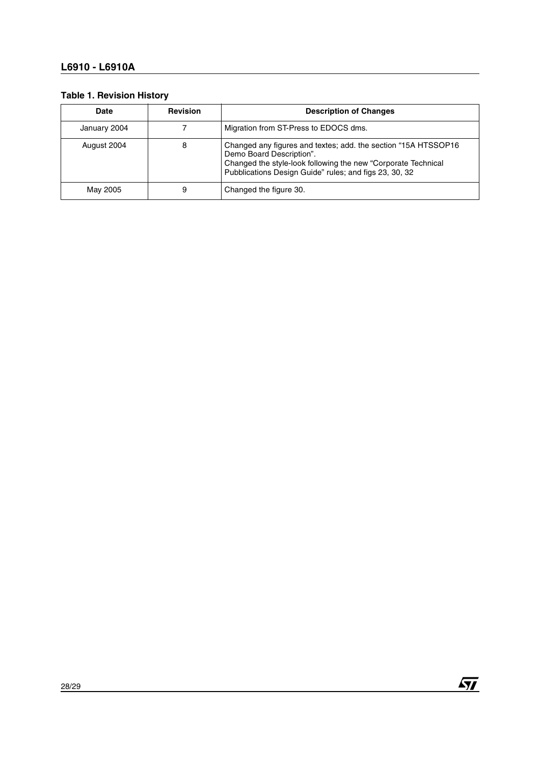### Table 1. Revision History

| Date | Revision | Description of Changes |
|---|---|---|
| January 2004 | 7 | Migration from ST-Press to EDOCS dms. |
| August 2004 | 8 | Changed any figures and textes; add. the section “15A HTSSOP16 Demo Board Description”. Changed the style-look following the new “Corporate Technical Pubblications Design Guide” rules; and figs 23, 30, 32 |
| May 2005 | 9 | Changed the figure 30. |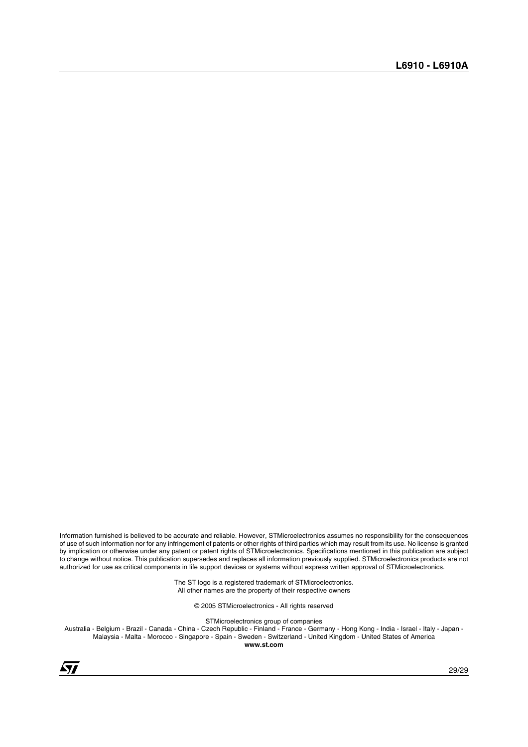Information furnished is believed to be accurate and reliable. However, STMicroelectronics assumes no responsibility for the consequences of use of such information nor for any infringement of patents or other rights of third parties which may result from its use. No license is granted by implication or otherwise under any patent or patent rights of STMicroelectronics. Specifications mentioned in this publication are subject to change without notice. This publication supersedes and replaces all information previously supplied. STMicroelectronics products are not authorized for use as critical components in life support devices or systems without express written approval of STMicroelectronics.

The ST logo is a registered trademark of STMicroelectronics.
All other names are the property of their respective owners

© 2005 STMicroelectronics - All rights reserved

STMicroelectronics group of companies

Australia - Belgium - Brazil - Canada - China - Czech Republic - Finland - France - Germany - Hong Kong - India - Israel - Italy - Japan - Malaysia - Malta - Morocco - Singapore - Spain - Sweden - Switzerland - United Kingdom - United States of America

**www.st.com**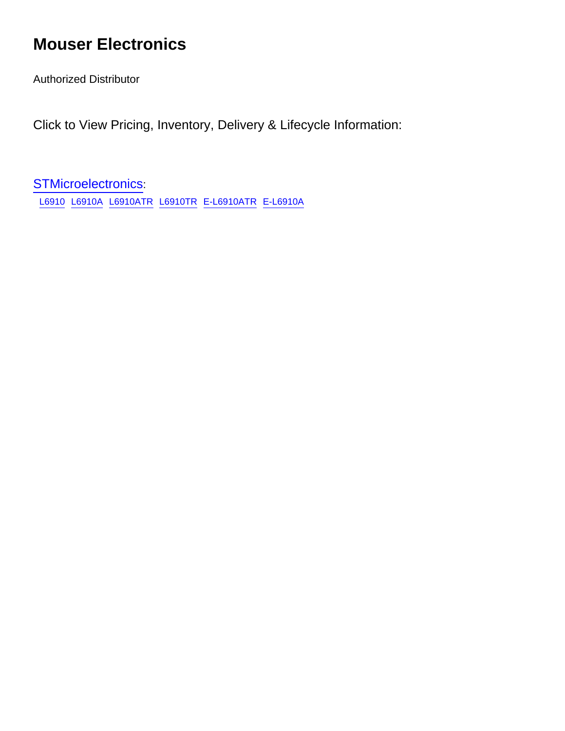# Mouser Electronics

Authorized Distributor

Click to View Pricing, Inventory, Delivery & Lifecycle Information:

STMicroelectronics:

L6910 L6910A L6910ATR L6910TR E-L6910ATR E-L6910A